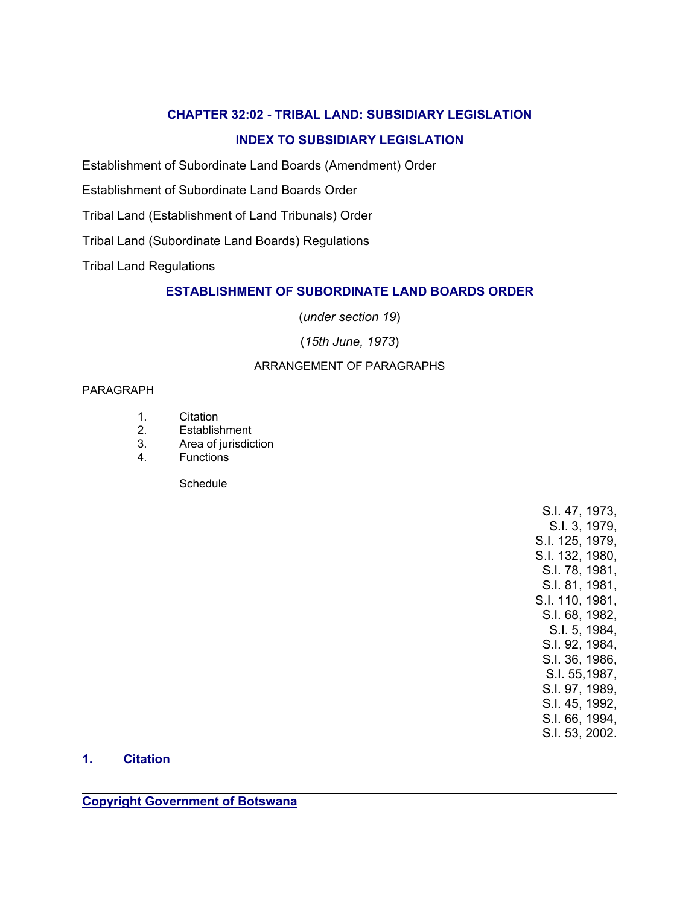# CHAPTER 32:02 - TRIBAL LAND: SUBSIDIARY LEGISLATION

## INDEX TO SUBSIDIARY LEGISLATION

Establishment of Subordinate Land Boards (Amendment) Order

Establishment of Subordinate Land Boards Order

Tribal Land (Establishment of Land Tribunals) Order

Tribal Land (Subordinate Land Boards) Regulations

Tribal Land Regulations

## ESTABLISHMENT OF SUBORDINATE LAND BOARDS ORDER

(*under section 19*)

(*15th June, 1973*)

ARRANGEMENT OF PARAGRAPHS

PARAGRAPH

1. Citation
2. Establishment
3. Area of jurisdiction
4. Functions

Schedule

S.I. 47, 1973,
S.I. 3, 1979,
S.I. 125, 1979,
S.I. 132, 1980,
S.I. 78, 1981,
S.I. 81, 1981,
S.I. 110, 1981,
S.I. 68, 1982,
S.I. 5, 1984,
S.I. 92, 1984,
S.I. 36, 1986,
S.I. 55,1987,
S.I. 97, 1989,
S.I. 45, 1992,
S.I. 66, 1994,
S.I. 53, 2002.

### 1. Citation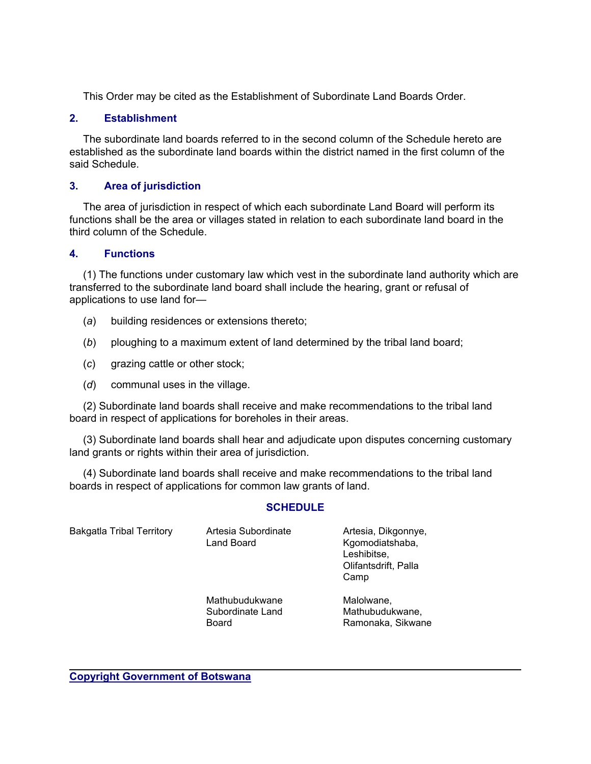This Order may be cited as the Establishment of Subordinate Land Boards Order.

### 2. Establishment

The subordinate land boards referred to in the second column of the Schedule hereto are established as the subordinate land boards within the district named in the first column of the said Schedule.

### 3. Area of jurisdiction

The area of jurisdiction in respect of which each subordinate Land Board will perform its functions shall be the area or villages stated in relation to each subordinate land board in the third column of the Schedule.

### 4. Functions

(1) The functions under customary law which vest in the subordinate land authority which are transferred to the subordinate land board shall include the hearing, grant or refusal of applications to use land for—

(*a*) building residences or extensions thereto;

(*b*) ploughing to a maximum extent of land determined by the tribal land board;

(*c*) grazing cattle or other stock;

(*d*) communal uses in the village.

(2) Subordinate land boards shall receive and make recommendations to the tribal land board in respect of applications for boreholes in their areas.

(3) Subordinate land boards shall hear and adjudicate upon disputes concerning customary land grants or rights within their area of jurisdiction.

(4) Subordinate land boards shall receive and make recommendations to the tribal land boards in respect of applications for common law grants of land.

## SCHEDULE

| | | |
|---|---|---|
| Bakgatla Tribal Territory | Artesia Subordinate Land Board | Artesia, Dikgonnye, Kgomodiatshaba, Leshibitse, Olifantsdrift, Palla Camp |
| | Mathubudukwane Subordinate Land Board | Malolwane, Mathubudukwane, Ramonaka, Sikwane |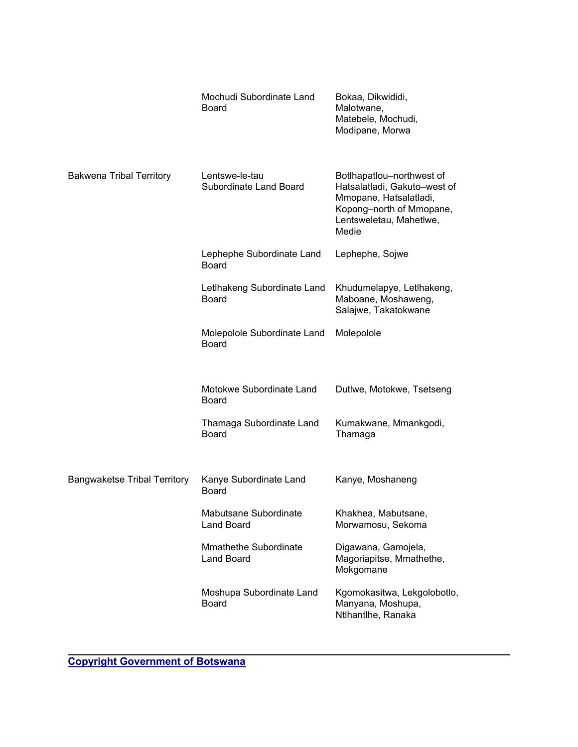| | | |
|---|---|---|
| | Mochudi Subordinate Land Board | Bokaa, Dikwididi, Malotwane, Matebele, Mochudi, Modipane, Morwa |
| Bakwena Tribal Territory | Lentswe-le-tau Subordinate Land Board | Botlhapatlou–northwest of Hatsalatladi, Gakuto–west of Mmopane, Hatsalatladi, Kopong–north of Mmopane, Lentsweletau, Mahetlwe, Medie |
| | Lephephe Subordinate Land Board | Lephephe, Sojwe |
| | Letlhakeng Subordinate Land Board | Khudumelapye, Letlhakeng, Maboane, Moshaweng, Salajwe, Takatokwane |
| | Molepolole Subordinate Land Board | Molepolole |
| | Motokwe Subordinate Land Board | Dutlwe, Motokwe, Tsetseng |
| | Thamaga Subordinate Land Board | Kumakwane, Mmankgodi, Thamaga |
| Bangwaketse Tribal Territory | Kanye Subordinate Land Board | Kanye, Moshaneng |
| | Mabutsane Subordinate Land Board | Khakhea, Mabutsane, Morwamosu, Sekoma |
| | Mmathethe Subordinate Land Board | Digawana, Gamojela, Magoriapitse, Mmathethe, Mokgomane |
| | Moshupa Subordinate Land Board | Kgomokasitwa, Lekgolobotlo, Manyana, Moshupa, Ntlhantlhe, Ranaka |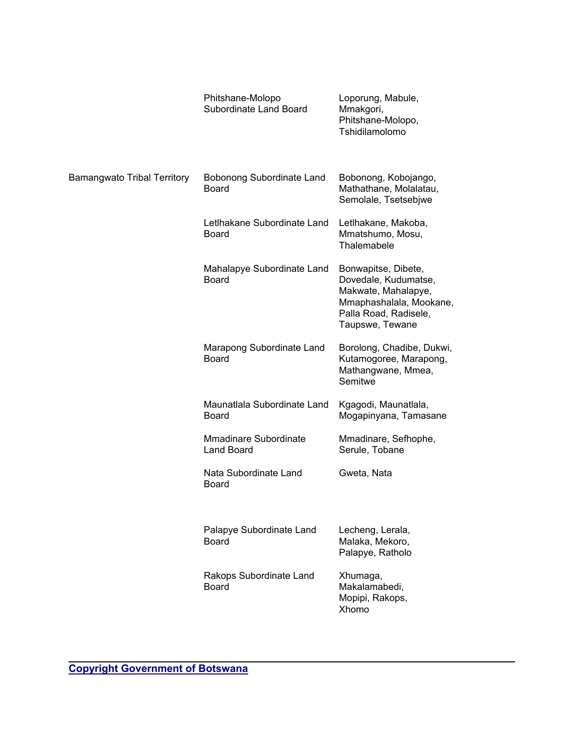| | | |
|---|---|---|
| | Phitshane-Molopo Subordinate Land Board | Loporung, Mabule, Mmakgori, Phitshane-Molopo, Tshidilamolomo |
| Bamangwato Tribal Territory | Bobonong Subordinate Land Board | Bobonong, Kobojango, Mathathane, Molalatau, Semolale, Tsetsebjwe |
| | Letlhakane Subordinate Land Board | Letlhakane, Makoba, Mmatshumo, Mosu, Thalemabele |
| | Mahalapye Subordinate Land Board | Bonwapitse, Dibete, Dovedale, Kudumatse, Makwate, Mahalapye, Mmaphashalala, Mookane, Palla Road, Radisele, Taupswe, Tewane |
| | Marapong Subordinate Land Board | Borolong, Chadibe, Dukwi, Kutamogoree, Marapong, Mathangwane, Mmea, Semitwe |
| | Maunatlala Subordinate Land Board | Kgagodi, Maunatlala, Mogapinyana, Tamasane |
| | Mmadinare Subordinate Land Board | Mmadinare, Sefhophe, Serule, Tobane |
| | Nata Subordinate Land Board | Gweta, Nata |
| | Palapye Subordinate Land Board | Lecheng, Lerala, Malaka, Mekoro, Palapye, Ratholo |
| | Rakops Subordinate Land Board | Xhumaga, Makalamabedi, Mopipi, Rakops, Xhomo |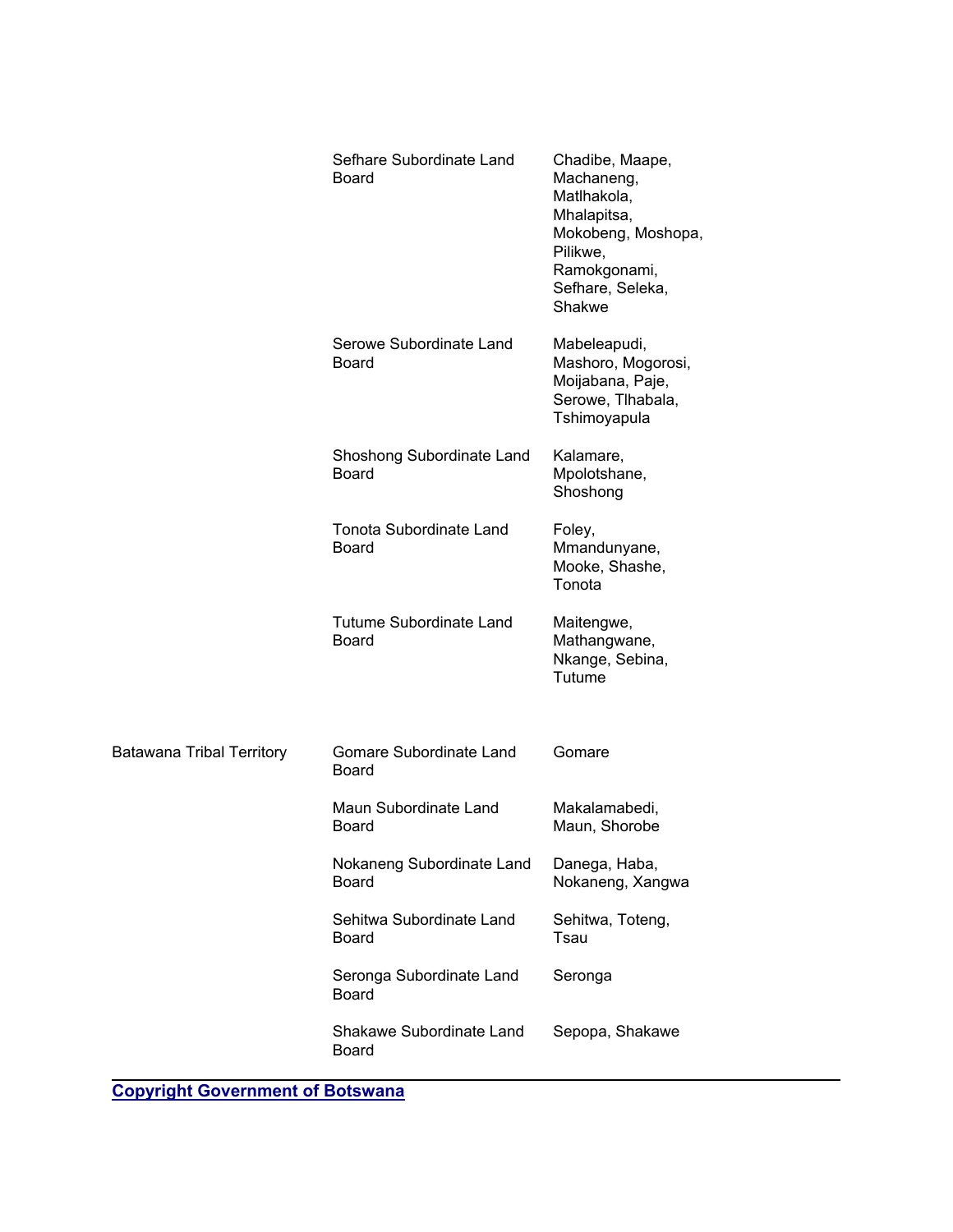| | | |
|---|---|---|
| | Sefhare Subordinate Land Board | Chadibe, Maape, Machaneng, Matlhakola, Mhalapitsa, Mokobeng, Moshopa, Pilikwe, Ramokgonami, Sefhare, Seleka, Shakwe |
| | Serowe Subordinate Land Board | Mabeleapudi, Mashoro, Mogorosi, Moijabana, Paje, Serowe, Tlhabala, Tshimoyapula |
| | Shoshong Subordinate Land Board | Kalamare, Mpolotshane, Shoshong |
| | Tonota Subordinate Land Board | Foley, Mmandunyane, Mooke, Shashe, Tonota |
| | Tutume Subordinate Land Board | Maitengwe, Mathangwane, Nkange, Sebina, Tutume |
| Batawana Tribal Territory | Gomare Subordinate Land Board | Gomare |
| | Maun Subordinate Land Board | Makalamabedi, Maun, Shorobe |
| | Nokaneng Subordinate Land Board | Danega, Haba, Nokaneng, Xangwa |
| | Sehitwa Subordinate Land Board | Sehitwa, Toteng, Tsau |
| | Seronga Subordinate Land Board | Seronga |
| | Shakawe Subordinate Land Board | Sepopa, Shakawe |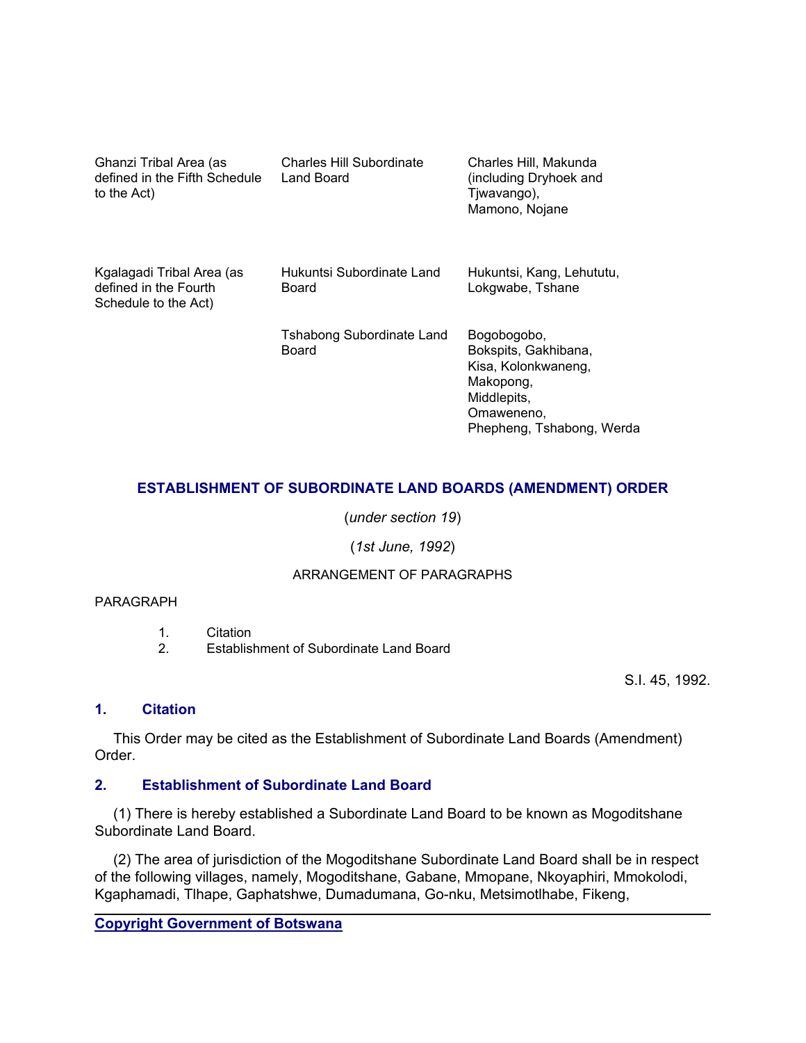| | | |
|---|---|---|
| Ghanzi Tribal Area (as defined in the Fifth Schedule to the Act) | Charles Hill Subordinate Land Board | Charles Hill, Makunda (including Dryhoek and Tjwavango), Mamono, Nojane |
| Kgalagadi Tribal Area (as defined in the Fourth Schedule to the Act) | Hukuntsi Subordinate Land Board | Hukuntsi, Kang, Lehututu, Lokgwabe, Tshane |
| | Tshabong Subordinate Land Board | Bogobogobo, Bokspits, Gakhibana, Kisa, Kolonkwaneng, Makopong, Middlepits, Omaweneno, Phepheng, Tshabong, Werda |

## ESTABLISHMENT OF SUBORDINATE LAND BOARDS (AMENDMENT) ORDER

(*under section 19*)

(*1st June, 1992*)

ARRANGEMENT OF PARAGRAPHS

PARAGRAPH

1. Citation
2. Establishment of Subordinate Land Board

S.I. 45, 1992.

### 1. Citation

This Order may be cited as the Establishment of Subordinate Land Boards (Amendment) Order.

### 2. Establishment of Subordinate Land Board

(1) There is hereby established a Subordinate Land Board to be known as Mogoditshane Subordinate Land Board.

(2) The area of jurisdiction of the Mogoditshane Subordinate Land Board shall be in respect of the following villages, namely, Mogoditshane, Gabane, Mmopane, Nkoyaphiri, Mmokolodi, Kgaphamadi, Tlhape, Gaphatshwe, Dumadumana, Go-nku, Metsimotlhabe, Fikeng,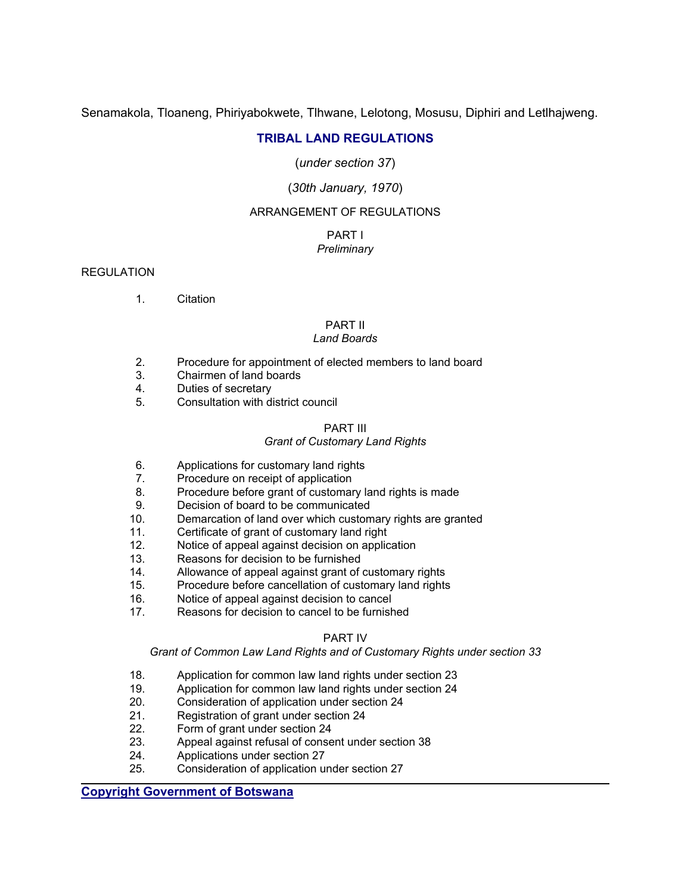Senamakola, Tloaneng, Phiriyabokwete, Tlhwane, Lelotong, Mosusu, Diphiri and Letlhajweng.

## TRIBAL LAND REGULATIONS

(*under section 37*)

(*30th January, 1970*)

ARRANGEMENT OF REGULATIONS

PART I
*Preliminary*

REGULATION

1. Citation

PART II
*Land Boards*

2. Procedure for appointment of elected members to land board
3. Chairmen of land boards
4. Duties of secretary
5. Consultation with district council

PART III
*Grant of Customary Land Rights*

6. Applications for customary land rights
7. Procedure on receipt of application
8. Procedure before grant of customary land rights is made
9. Decision of board to be communicated
10. Demarcation of land over which customary rights are granted
11. Certificate of grant of customary land right
12. Notice of appeal against decision on application
13. Reasons for decision to be furnished
14. Allowance of appeal against grant of customary rights
15. Procedure before cancellation of customary land rights
16. Notice of appeal against decision to cancel
17. Reasons for decision to cancel to be furnished

PART IV
*Grant of Common Law Land Rights and of Customary Rights under section 33*

18. Application for common law land rights under section 23
19. Application for common law land rights under section 24
20. Consideration of application under section 24
21. Registration of grant under section 24
22. Form of grant under section 24
23. Appeal against refusal of consent under section 38
24. Applications under section 27
25. Consideration of application under section 27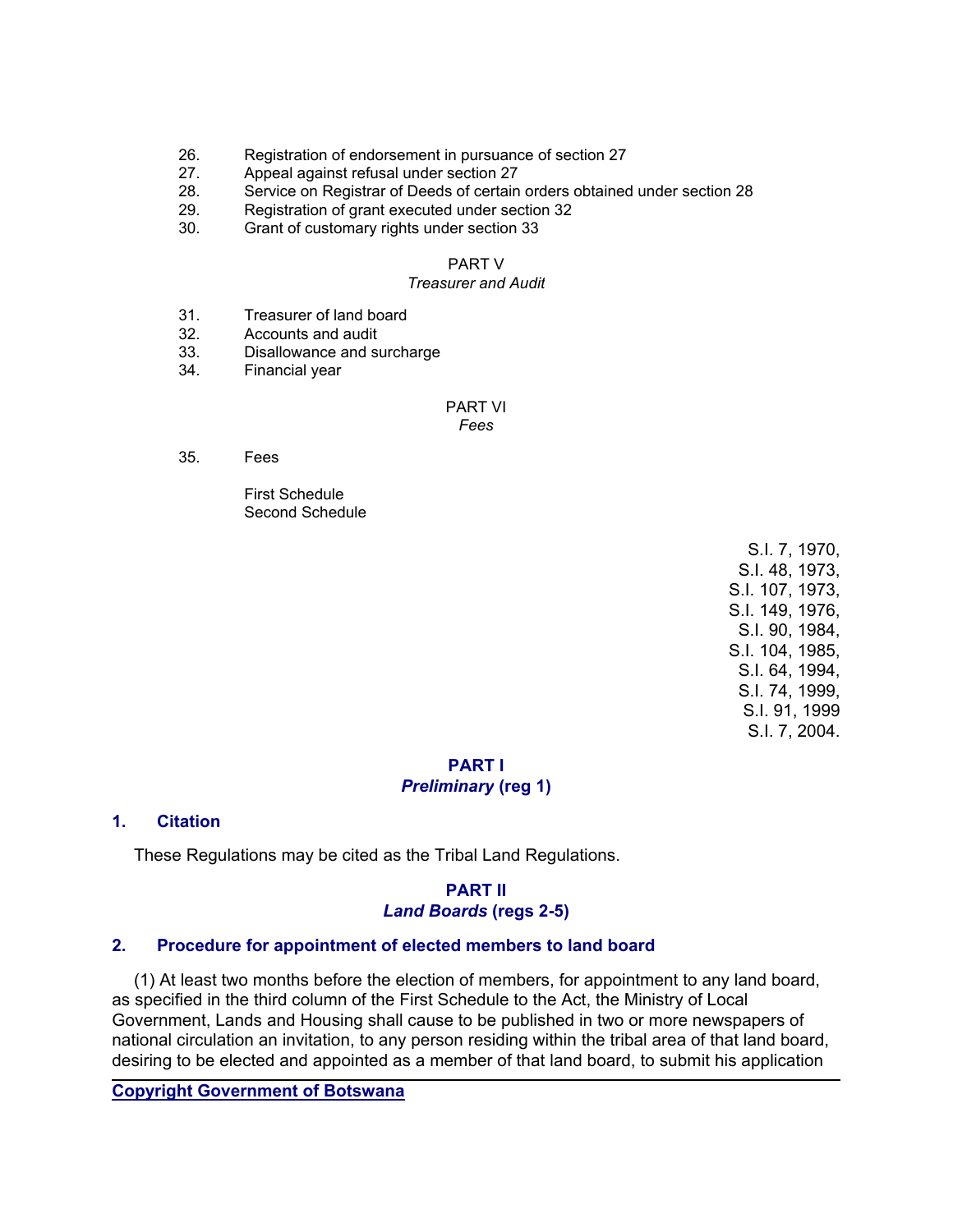26. Registration of endorsement in pursuance of section 27
27. Appeal against refusal under section 27
28. Service on Registrar of Deeds of certain orders obtained under section 28
29. Registration of grant executed under section 32
30. Grant of customary rights under section 33

PART V
*Treasurer and Audit*

31. Treasurer of land board
32. Accounts and audit
33. Disallowance and surcharge
34. Financial year

PART VI
*Fees*

35. Fees

First Schedule
Second Schedule

S.I. 7, 1970,
S.I. 48, 1973,
S.I. 107, 1973,
S.I. 149, 1976,
S.I. 90, 1984,
S.I. 104, 1985,
S.I. 64, 1994,
S.I. 74, 1999,
S.I. 91, 1999
S.I. 7, 2004.

## PART I
## *Preliminary* (reg 1)

### 1. Citation

These Regulations may be cited as the Tribal Land Regulations.

## PART II
## *Land Boards* (regs 2-5)

### 2. Procedure for appointment of elected members to land board

(1) At least two months before the election of members, for appointment to any land board, as specified in the third column of the First Schedule to the Act, the Ministry of Local Government, Lands and Housing shall cause to be published in two or more newspapers of national circulation an invitation, to any person residing within the tribal area of that land board, desiring to be elected and appointed as a member of that land board, to submit his application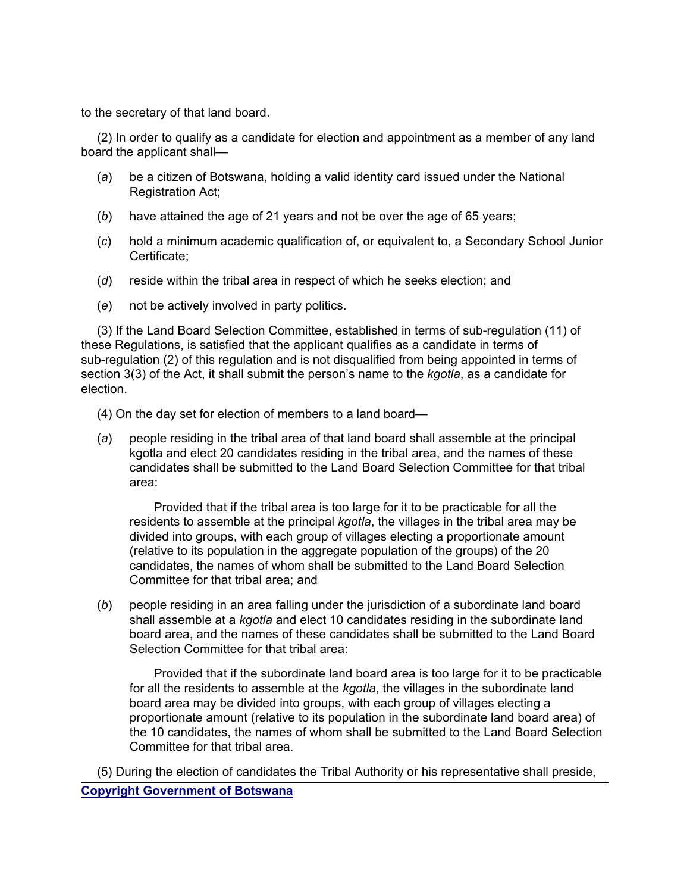to the secretary of that land board.

(2) In order to qualify as a candidate for election and appointment as a member of any land board the applicant shall—

(*a*) be a citizen of Botswana, holding a valid identity card issued under the National Registration Act;

(*b*) have attained the age of 21 years and not be over the age of 65 years;

(*c*) hold a minimum academic qualification of, or equivalent to, a Secondary School Junior Certificate;

(*d*) reside within the tribal area in respect of which he seeks election; and

(*e*) not be actively involved in party politics.

(3) If the Land Board Selection Committee, established in terms of sub-regulation (11) of these Regulations, is satisfied that the applicant qualifies as a candidate in terms of sub-regulation (2) of this regulation and is not disqualified from being appointed in terms of section 3(3) of the Act, it shall submit the person's name to the *kgotla*, as a candidate for election.

(4) On the day set for election of members to a land board—

(*a*) people residing in the tribal area of that land board shall assemble at the principal kgotla and elect 20 candidates residing in the tribal area, and the names of these candidates shall be submitted to the Land Board Selection Committee for that tribal area:

Provided that if the tribal area is too large for it to be practicable for all the residents to assemble at the principal *kgotla*, the villages in the tribal area may be divided into groups, with each group of villages electing a proportionate amount (relative to its population in the aggregate population of the groups) of the 20 candidates, the names of whom shall be submitted to the Land Board Selection Committee for that tribal area; and

(*b*) people residing in an area falling under the jurisdiction of a subordinate land board shall assemble at a *kgotla* and elect 10 candidates residing in the subordinate land board area, and the names of these candidates shall be submitted to the Land Board Selection Committee for that tribal area:

Provided that if the subordinate land board area is too large for it to be practicable for all the residents to assemble at the *kgotla*, the villages in the subordinate land board area may be divided into groups, with each group of villages electing a proportionate amount (relative to its population in the subordinate land board area) of the 10 candidates, the names of whom shall be submitted to the Land Board Selection Committee for that tribal area.

(5) During the election of candidates the Tribal Authority or his representative shall preside,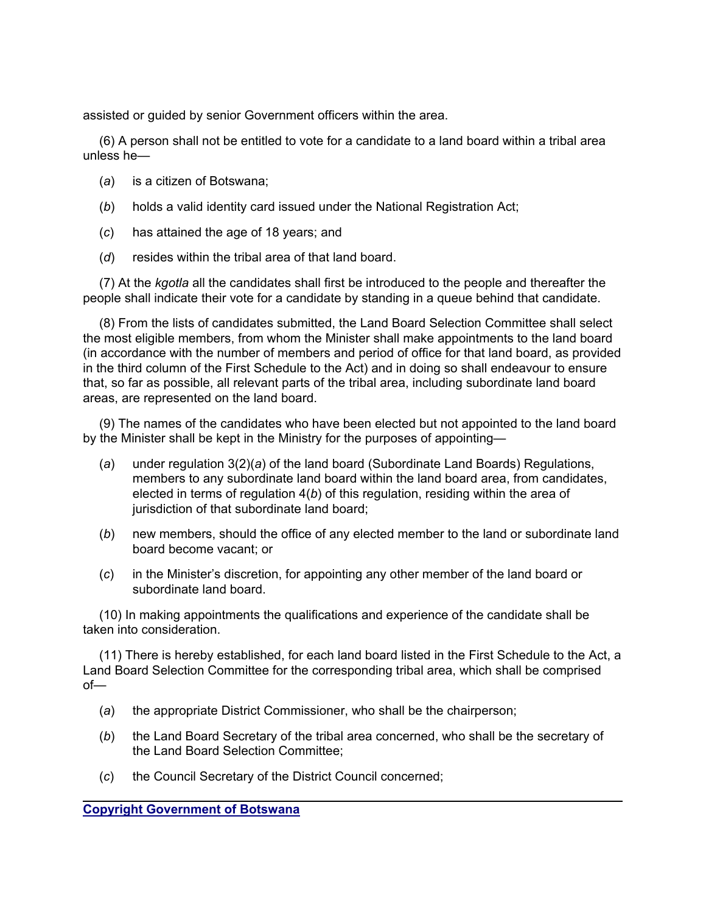assisted or guided by senior Government officers within the area.

(6) A person shall not be entitled to vote for a candidate to a land board within a tribal area unless he—

(*a*) is a citizen of Botswana;

(*b*) holds a valid identity card issued under the National Registration Act;

(*c*) has attained the age of 18 years; and

(*d*) resides within the tribal area of that land board.

(7) At the *kgotla* all the candidates shall first be introduced to the people and thereafter the people shall indicate their vote for a candidate by standing in a queue behind that candidate.

(8) From the lists of candidates submitted, the Land Board Selection Committee shall select the most eligible members, from whom the Minister shall make appointments to the land board (in accordance with the number of members and period of office for that land board, as provided in the third column of the First Schedule to the Act) and in doing so shall endeavour to ensure that, so far as possible, all relevant parts of the tribal area, including subordinate land board areas, are represented on the land board.

(9) The names of the candidates who have been elected but not appointed to the land board by the Minister shall be kept in the Ministry for the purposes of appointing—

(*a*) under regulation 3(2)(*a*) of the land board (Subordinate Land Boards) Regulations, members to any subordinate land board within the land board area, from candidates, elected in terms of regulation 4(*b*) of this regulation, residing within the area of jurisdiction of that subordinate land board;

(*b*) new members, should the office of any elected member to the land or subordinate land board become vacant; or

(*c*) in the Minister's discretion, for appointing any other member of the land board or subordinate land board.

(10) In making appointments the qualifications and experience of the candidate shall be taken into consideration.

(11) There is hereby established, for each land board listed in the First Schedule to the Act, a Land Board Selection Committee for the corresponding tribal area, which shall be comprised of—

(*a*) the appropriate District Commissioner, who shall be the chairperson;

(*b*) the Land Board Secretary of the tribal area concerned, who shall be the secretary of the Land Board Selection Committee;

(*c*) the Council Secretary of the District Council concerned;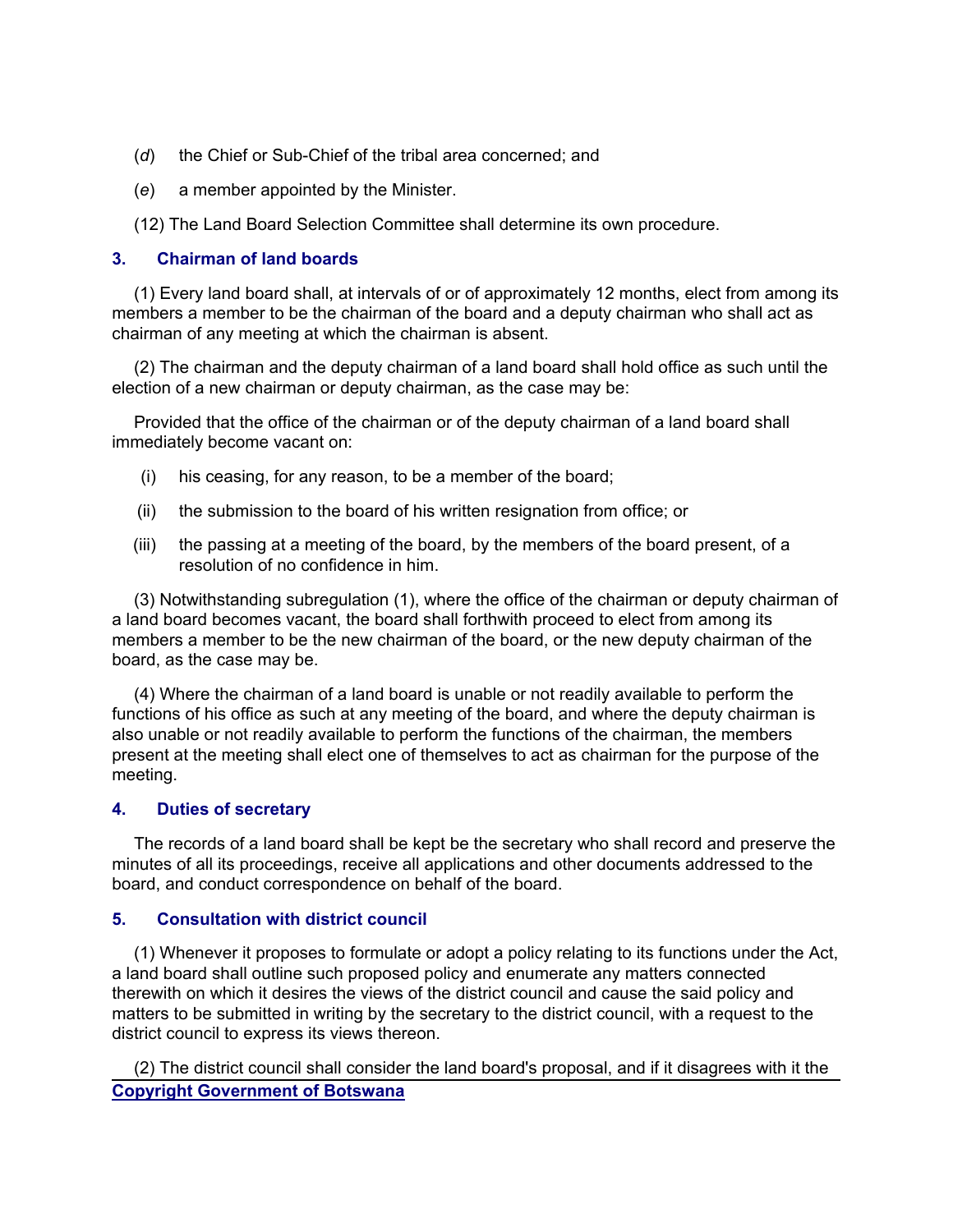(*d*) the Chief or Sub-Chief of the tribal area concerned; and

(*e*) a member appointed by the Minister.

(12) The Land Board Selection Committee shall determine its own procedure.

### 3. Chairman of land boards

(1) Every land board shall, at intervals of or of approximately 12 months, elect from among its members a member to be the chairman of the board and a deputy chairman who shall act as chairman of any meeting at which the chairman is absent.

(2) The chairman and the deputy chairman of a land board shall hold office as such until the election of a new chairman or deputy chairman, as the case may be:

Provided that the office of the chairman or of the deputy chairman of a land board shall immediately become vacant on:

(i) his ceasing, for any reason, to be a member of the board;

(ii) the submission to the board of his written resignation from office; or

(iii) the passing at a meeting of the board, by the members of the board present, of a resolution of no confidence in him.

(3) Notwithstanding subregulation (1), where the office of the chairman or deputy chairman of a land board becomes vacant, the board shall forthwith proceed to elect from among its members a member to be the new chairman of the board, or the new deputy chairman of the board, as the case may be.

(4) Where the chairman of a land board is unable or not readily available to perform the functions of his office as such at any meeting of the board, and where the deputy chairman is also unable or not readily available to perform the functions of the chairman, the members present at the meeting shall elect one of themselves to act as chairman for the purpose of the meeting.

### 4. Duties of secretary

The records of a land board shall be kept be the secretary who shall record and preserve the minutes of all its proceedings, receive all applications and other documents addressed to the board, and conduct correspondence on behalf of the board.

### 5. Consultation with district council

(1) Whenever it proposes to formulate or adopt a policy relating to its functions under the Act, a land board shall outline such proposed policy and enumerate any matters connected therewith on which it desires the views of the district council and cause the said policy and matters to be submitted in writing by the secretary to the district council, with a request to the district council to express its views thereon.

(2) The district council shall consider the land board's proposal, and if it disagrees with it the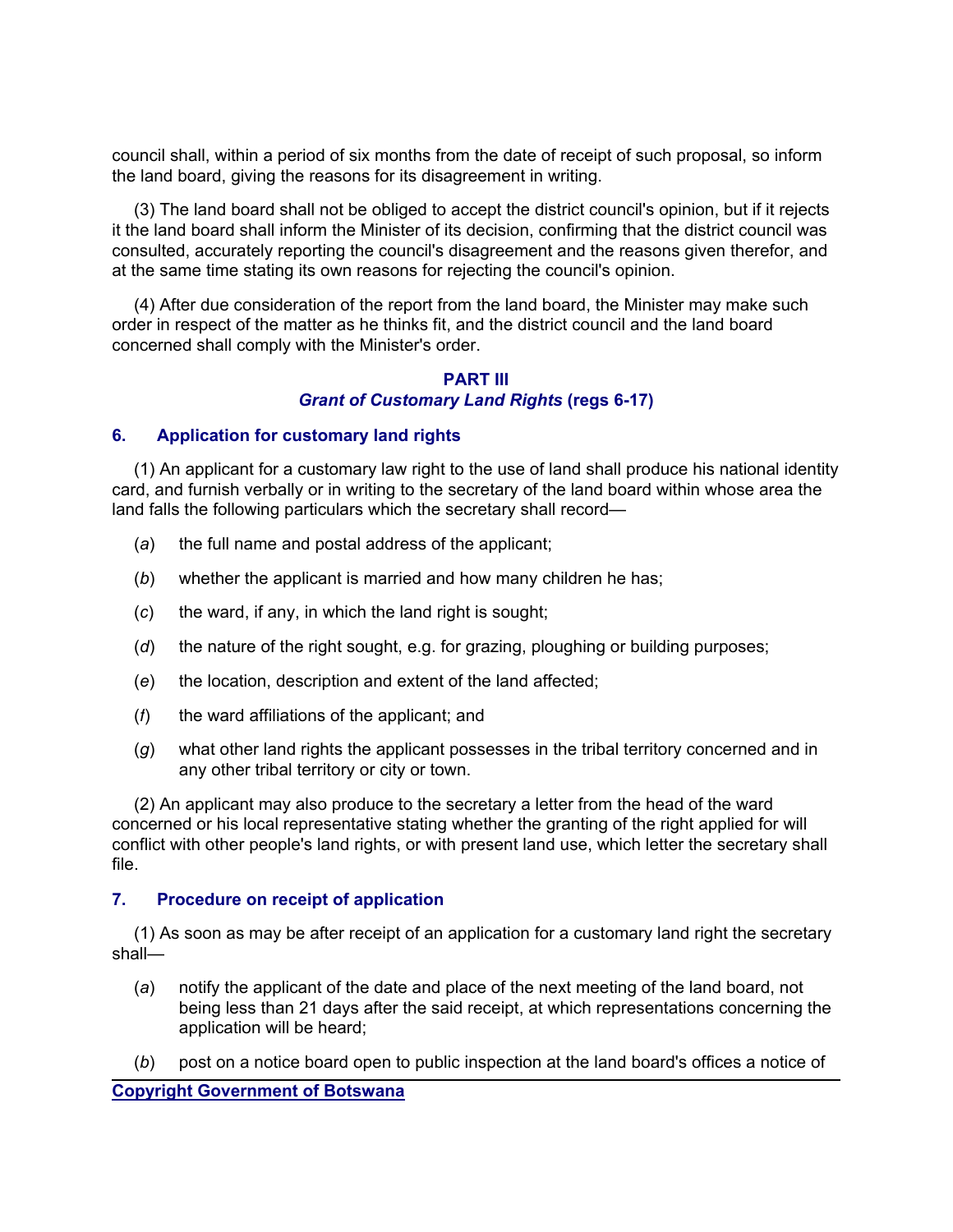council shall, within a period of six months from the date of receipt of such proposal, so inform the land board, giving the reasons for its disagreement in writing.

(3) The land board shall not be obliged to accept the district council's opinion, but if it rejects it the land board shall inform the Minister of its decision, confirming that the district council was consulted, accurately reporting the council's disagreement and the reasons given therefor, and at the same time stating its own reasons for rejecting the council's opinion.

(4) After due consideration of the report from the land board, the Minister may make such order in respect of the matter as he thinks fit, and the district council and the land board concerned shall comply with the Minister's order.

## PART III
### *Grant of Customary Land Rights* (regs 6-17)

### 6. Application for customary land rights

(1) An applicant for a customary law right to the use of land shall produce his national identity card, and furnish verbally or in writing to the secretary of the land board within whose area the land falls the following particulars which the secretary shall record—

(*a*) the full name and postal address of the applicant;

(*b*) whether the applicant is married and how many children he has;

(*c*) the ward, if any, in which the land right is sought;

(*d*) the nature of the right sought, e.g. for grazing, ploughing or building purposes;

(*e*) the location, description and extent of the land affected;

(*f*) the ward affiliations of the applicant; and

(*g*) what other land rights the applicant possesses in the tribal territory concerned and in any other tribal territory or city or town.

(2) An applicant may also produce to the secretary a letter from the head of the ward concerned or his local representative stating whether the granting of the right applied for will conflict with other people's land rights, or with present land use, which letter the secretary shall file.

### 7. Procedure on receipt of application

(1) As soon as may be after receipt of an application for a customary land right the secretary shall—

(*a*) notify the applicant of the date and place of the next meeting of the land board, not being less than 21 days after the said receipt, at which representations concerning the application will be heard;

(*b*) post on a notice board open to public inspection at the land board's offices a notice of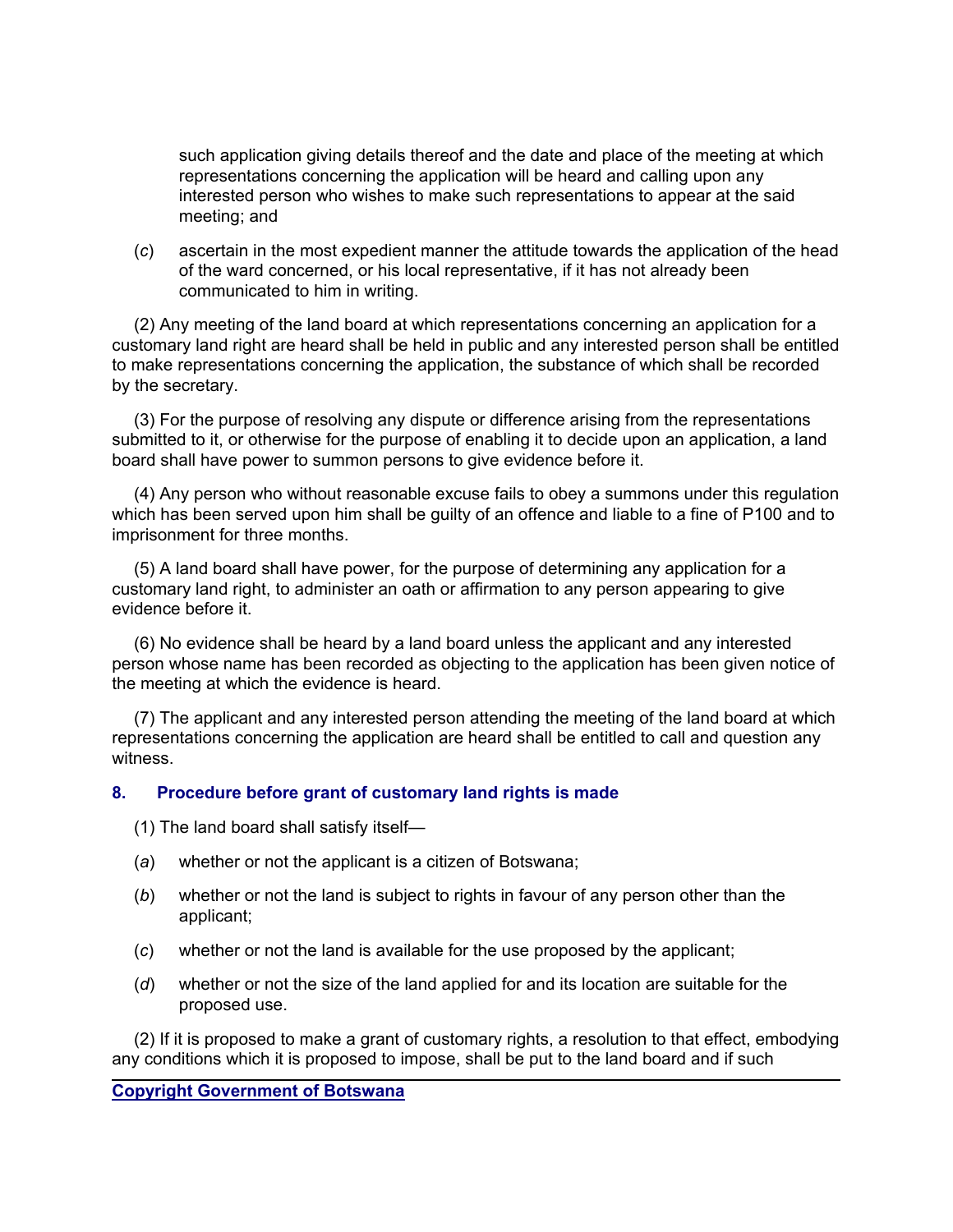such application giving details thereof and the date and place of the meeting at which representations concerning the application will be heard and calling upon any interested person who wishes to make such representations to appear at the said meeting; and

(*c*) ascertain in the most expedient manner the attitude towards the application of the head of the ward concerned, or his local representative, if it has not already been communicated to him in writing.

(2) Any meeting of the land board at which representations concerning an application for a customary land right are heard shall be held in public and any interested person shall be entitled to make representations concerning the application, the substance of which shall be recorded by the secretary.

(3) For the purpose of resolving any dispute or difference arising from the representations submitted to it, or otherwise for the purpose of enabling it to decide upon an application, a land board shall have power to summon persons to give evidence before it.

(4) Any person who without reasonable excuse fails to obey a summons under this regulation which has been served upon him shall be guilty of an offence and liable to a fine of P100 and to imprisonment for three months.

(5) A land board shall have power, for the purpose of determining any application for a customary land right, to administer an oath or affirmation to any person appearing to give evidence before it.

(6) No evidence shall be heard by a land board unless the applicant and any interested person whose name has been recorded as objecting to the application has been given notice of the meeting at which the evidence is heard.

(7) The applicant and any interested person attending the meeting of the land board at which representations concerning the application are heard shall be entitled to call and question any witness.

### 8. Procedure before grant of customary land rights is made

(1) The land board shall satisfy itself—

(*a*) whether or not the applicant is a citizen of Botswana;

(*b*) whether or not the land is subject to rights in favour of any person other than the applicant;

(*c*) whether or not the land is available for the use proposed by the applicant;

(*d*) whether or not the size of the land applied for and its location are suitable for the proposed use.

(2) If it is proposed to make a grant of customary rights, a resolution to that effect, embodying any conditions which it is proposed to impose, shall be put to the land board and if such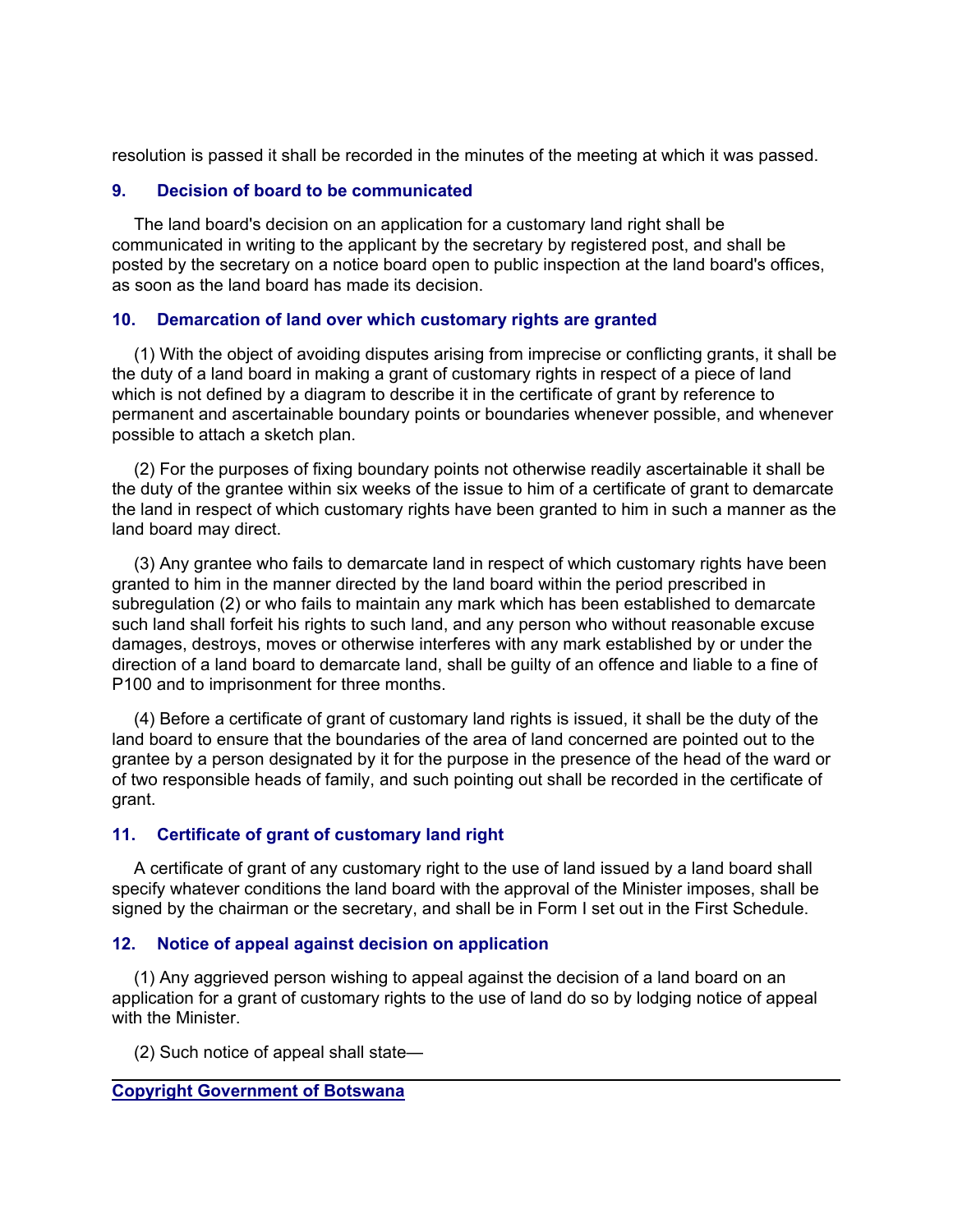resolution is passed it shall be recorded in the minutes of the meeting at which it was passed.

### 9. Decision of board to be communicated

The land board's decision on an application for a customary land right shall be communicated in writing to the applicant by the secretary by registered post, and shall be posted by the secretary on a notice board open to public inspection at the land board's offices, as soon as the land board has made its decision.

### 10. Demarcation of land over which customary rights are granted

(1) With the object of avoiding disputes arising from imprecise or conflicting grants, it shall be the duty of a land board in making a grant of customary rights in respect of a piece of land which is not defined by a diagram to describe it in the certificate of grant by reference to permanent and ascertainable boundary points or boundaries whenever possible, and whenever possible to attach a sketch plan.

(2) For the purposes of fixing boundary points not otherwise readily ascertainable it shall be the duty of the grantee within six weeks of the issue to him of a certificate of grant to demarcate the land in respect of which customary rights have been granted to him in such a manner as the land board may direct.

(3) Any grantee who fails to demarcate land in respect of which customary rights have been granted to him in the manner directed by the land board within the period prescribed in subregulation (2) or who fails to maintain any mark which has been established to demarcate such land shall forfeit his rights to such land, and any person who without reasonable excuse damages, destroys, moves or otherwise interferes with any mark established by or under the direction of a land board to demarcate land, shall be guilty of an offence and liable to a fine of P100 and to imprisonment for three months.

(4) Before a certificate of grant of customary land rights is issued, it shall be the duty of the land board to ensure that the boundaries of the area of land concerned are pointed out to the grantee by a person designated by it for the purpose in the presence of the head of the ward or of two responsible heads of family, and such pointing out shall be recorded in the certificate of grant.

### 11. Certificate of grant of customary land right

A certificate of grant of any customary right to the use of land issued by a land board shall specify whatever conditions the land board with the approval of the Minister imposes, shall be signed by the chairman or the secretary, and shall be in Form I set out in the First Schedule.

### 12. Notice of appeal against decision on application

(1) Any aggrieved person wishing to appeal against the decision of a land board on an application for a grant of customary rights to the use of land do so by lodging notice of appeal with the Minister.

(2) Such notice of appeal shall state—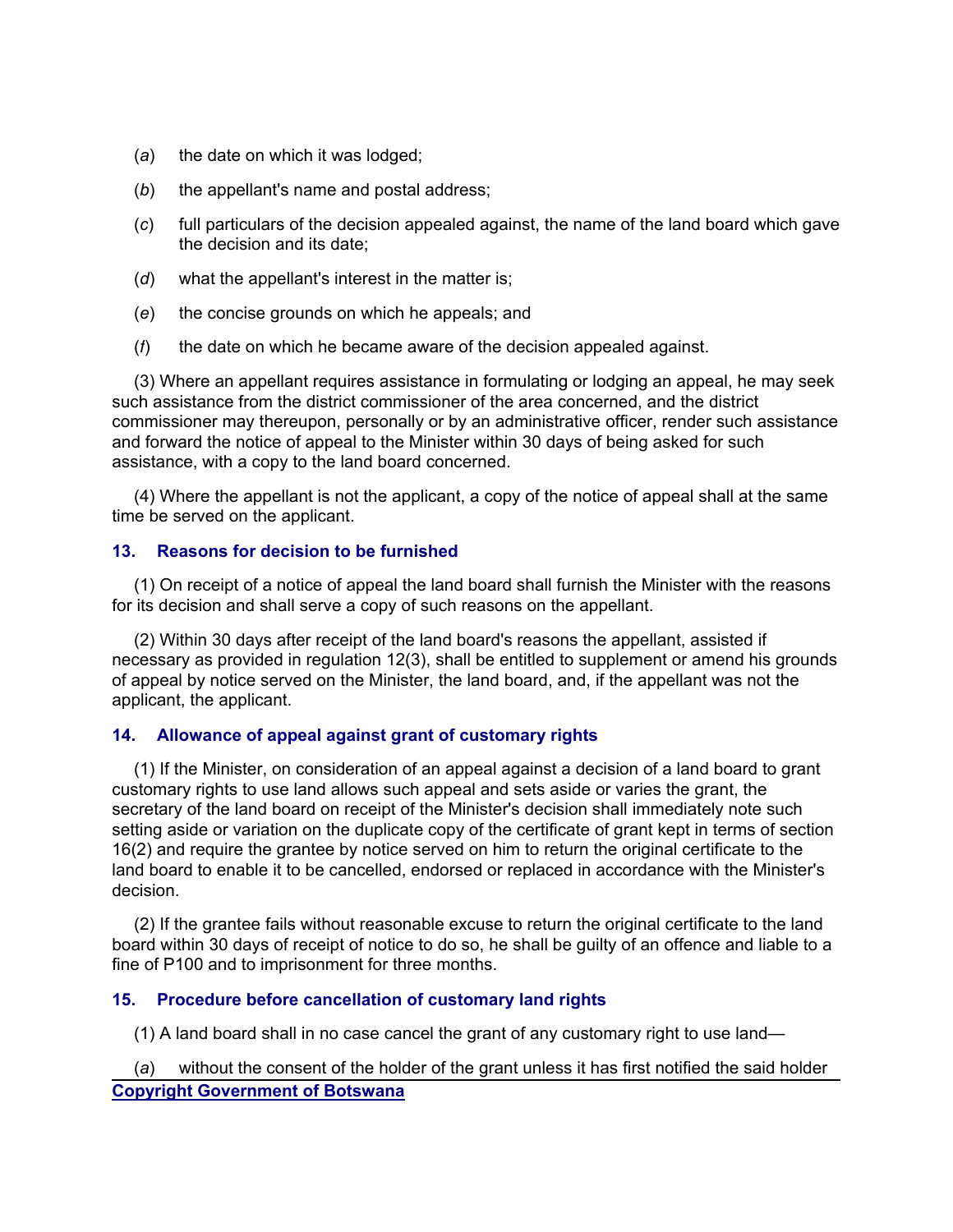(*a*) the date on which it was lodged;

(*b*) the appellant's name and postal address;

(*c*) full particulars of the decision appealed against, the name of the land board which gave the decision and its date;

(*d*) what the appellant's interest in the matter is;

(*e*) the concise grounds on which he appeals; and

(*f*) the date on which he became aware of the decision appealed against.

(3) Where an appellant requires assistance in formulating or lodging an appeal, he may seek such assistance from the district commissioner of the area concerned, and the district commissioner may thereupon, personally or by an administrative officer, render such assistance and forward the notice of appeal to the Minister within 30 days of being asked for such assistance, with a copy to the land board concerned.

(4) Where the appellant is not the applicant, a copy of the notice of appeal shall at the same time be served on the applicant.

### 13. Reasons for decision to be furnished

(1) On receipt of a notice of appeal the land board shall furnish the Minister with the reasons for its decision and shall serve a copy of such reasons on the appellant.

(2) Within 30 days after receipt of the land board's reasons the appellant, assisted if necessary as provided in regulation 12(3), shall be entitled to supplement or amend his grounds of appeal by notice served on the Minister, the land board, and, if the appellant was not the applicant, the applicant.

### 14. Allowance of appeal against grant of customary rights

(1) If the Minister, on consideration of an appeal against a decision of a land board to grant customary rights to use land allows such appeal and sets aside or varies the grant, the secretary of the land board on receipt of the Minister's decision shall immediately note such setting aside or variation on the duplicate copy of the certificate of grant kept in terms of section 16(2) and require the grantee by notice served on him to return the original certificate to the land board to enable it to be cancelled, endorsed or replaced in accordance with the Minister's decision.

(2) If the grantee fails without reasonable excuse to return the original certificate to the land board within 30 days of receipt of notice to do so, he shall be guilty of an offence and liable to a fine of P100 and to imprisonment for three months.

### 15. Procedure before cancellation of customary land rights

(1) A land board shall in no case cancel the grant of any customary right to use land—

(*a*) without the consent of the holder of the grant unless it has first notified the said holder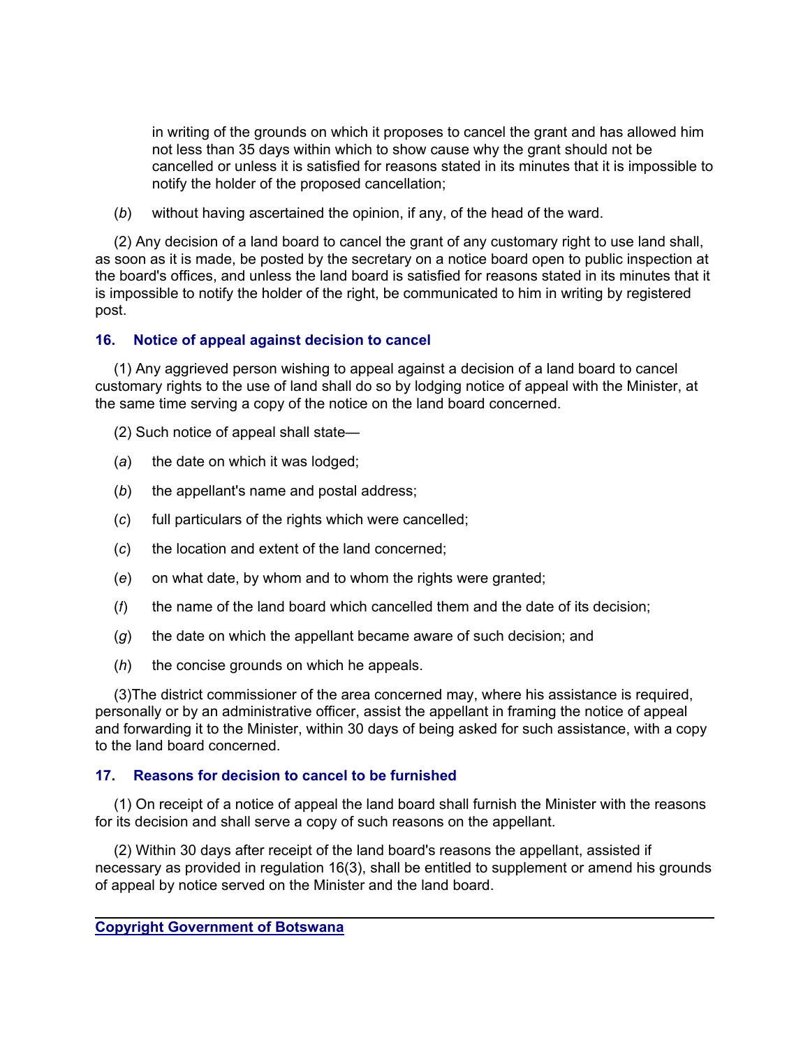in writing of the grounds on which it proposes to cancel the grant and has allowed him not less than 35 days within which to show cause why the grant should not be cancelled or unless it is satisfied for reasons stated in its minutes that it is impossible to notify the holder of the proposed cancellation;

(*b*) without having ascertained the opinion, if any, of the head of the ward.

(2) Any decision of a land board to cancel the grant of any customary right to use land shall, as soon as it is made, be posted by the secretary on a notice board open to public inspection at the board's offices, and unless the land board is satisfied for reasons stated in its minutes that it is impossible to notify the holder of the right, be communicated to him in writing by registered post.

### 16. Notice of appeal against decision to cancel

(1) Any aggrieved person wishing to appeal against a decision of a land board to cancel customary rights to the use of land shall do so by lodging notice of appeal with the Minister, at the same time serving a copy of the notice on the land board concerned.

(2) Such notice of appeal shall state—

(*a*) the date on which it was lodged;

(*b*) the appellant's name and postal address;

(*c*) full particulars of the rights which were cancelled;

(*c*) the location and extent of the land concerned;

(*e*) on what date, by whom and to whom the rights were granted;

(*f*) the name of the land board which cancelled them and the date of its decision;

(*g*) the date on which the appellant became aware of such decision; and

(*h*) the concise grounds on which he appeals.

(3)The district commissioner of the area concerned may, where his assistance is required, personally or by an administrative officer, assist the appellant in framing the notice of appeal and forwarding it to the Minister, within 30 days of being asked for such assistance, with a copy to the land board concerned.

### 17. Reasons for decision to cancel to be furnished

(1) On receipt of a notice of appeal the land board shall furnish the Minister with the reasons for its decision and shall serve a copy of such reasons on the appellant.

(2) Within 30 days after receipt of the land board's reasons the appellant, assisted if necessary as provided in regulation 16(3), shall be entitled to supplement or amend his grounds of appeal by notice served on the Minister and the land board.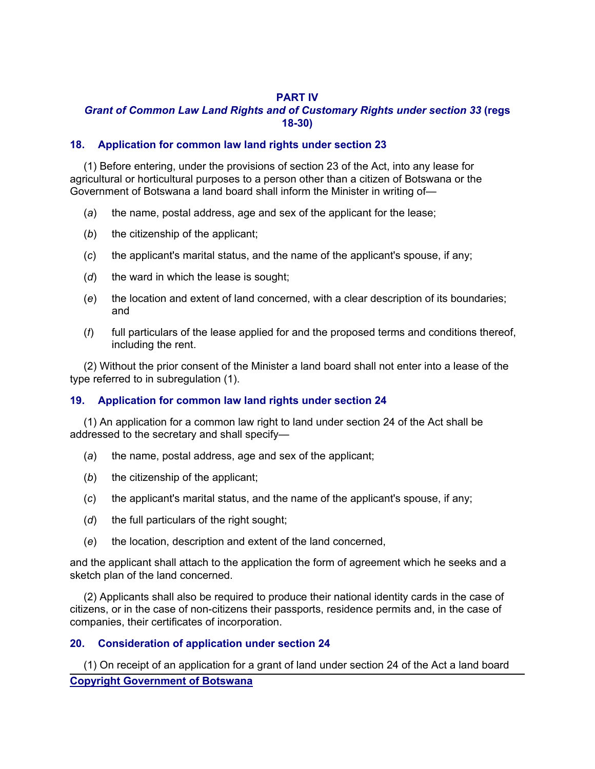## PART IV

### *Grant of Common Law Land Rights and of Customary Rights under section 33* (regs 18-30)

### 18. Application for common law land rights under section 23

(1) Before entering, under the provisions of section 23 of the Act, into any lease for agricultural or horticultural purposes to a person other than a citizen of Botswana or the Government of Botswana a land board shall inform the Minister in writing of—

(*a*) the name, postal address, age and sex of the applicant for the lease;

(*b*) the citizenship of the applicant;

(*c*) the applicant's marital status, and the name of the applicant's spouse, if any;

(*d*) the ward in which the lease is sought;

(*e*) the location and extent of land concerned, with a clear description of its boundaries; and

(*f*) full particulars of the lease applied for and the proposed terms and conditions thereof, including the rent.

(2) Without the prior consent of the Minister a land board shall not enter into a lease of the type referred to in subregulation (1).

### 19. Application for common law land rights under section 24

(1) An application for a common law right to land under section 24 of the Act shall be addressed to the secretary and shall specify—

(*a*) the name, postal address, age and sex of the applicant;

(*b*) the citizenship of the applicant;

(*c*) the applicant's marital status, and the name of the applicant's spouse, if any;

(*d*) the full particulars of the right sought;

(*e*) the location, description and extent of the land concerned,

and the applicant shall attach to the application the form of agreement which he seeks and a sketch plan of the land concerned.

(2) Applicants shall also be required to produce their national identity cards in the case of citizens, or in the case of non-citizens their passports, residence permits and, in the case of companies, their certificates of incorporation.

### 20. Consideration of application under section 24

(1) On receipt of an application for a grant of land under section 24 of the Act a land board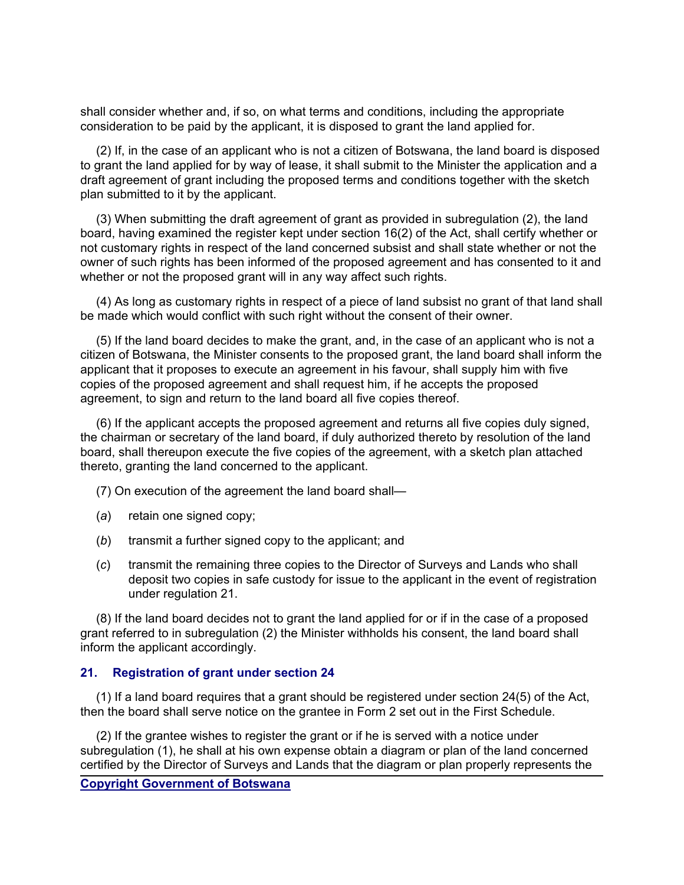shall consider whether and, if so, on what terms and conditions, including the appropriate consideration to be paid by the applicant, it is disposed to grant the land applied for.

(2) If, in the case of an applicant who is not a citizen of Botswana, the land board is disposed to grant the land applied for by way of lease, it shall submit to the Minister the application and a draft agreement of grant including the proposed terms and conditions together with the sketch plan submitted to it by the applicant.

(3) When submitting the draft agreement of grant as provided in subregulation (2), the land board, having examined the register kept under section 16(2) of the Act, shall certify whether or not customary rights in respect of the land concerned subsist and shall state whether or not the owner of such rights has been informed of the proposed agreement and has consented to it and whether or not the proposed grant will in any way affect such rights.

(4) As long as customary rights in respect of a piece of land subsist no grant of that land shall be made which would conflict with such right without the consent of their owner.

(5) If the land board decides to make the grant, and, in the case of an applicant who is not a citizen of Botswana, the Minister consents to the proposed grant, the land board shall inform the applicant that it proposes to execute an agreement in his favour, shall supply him with five copies of the proposed agreement and shall request him, if he accepts the proposed agreement, to sign and return to the land board all five copies thereof.

(6) If the applicant accepts the proposed agreement and returns all five copies duly signed, the chairman or secretary of the land board, if duly authorized thereto by resolution of the land board, shall thereupon execute the five copies of the agreement, with a sketch plan attached thereto, granting the land concerned to the applicant.

(7) On execution of the agreement the land board shall—

(*a*) retain one signed copy;

(*b*) transmit a further signed copy to the applicant; and

(*c*) transmit the remaining three copies to the Director of Surveys and Lands who shall deposit two copies in safe custody for issue to the applicant in the event of registration under regulation 21.

(8) If the land board decides not to grant the land applied for or if in the case of a proposed grant referred to in subregulation (2) the Minister withholds his consent, the land board shall inform the applicant accordingly.

### 21. Registration of grant under section 24

(1) If a land board requires that a grant should be registered under section 24(5) of the Act, then the board shall serve notice on the grantee in Form 2 set out in the First Schedule.

(2) If the grantee wishes to register the grant or if he is served with a notice under subregulation (1), he shall at his own expense obtain a diagram or plan of the land concerned certified by the Director of Surveys and Lands that the diagram or plan properly represents the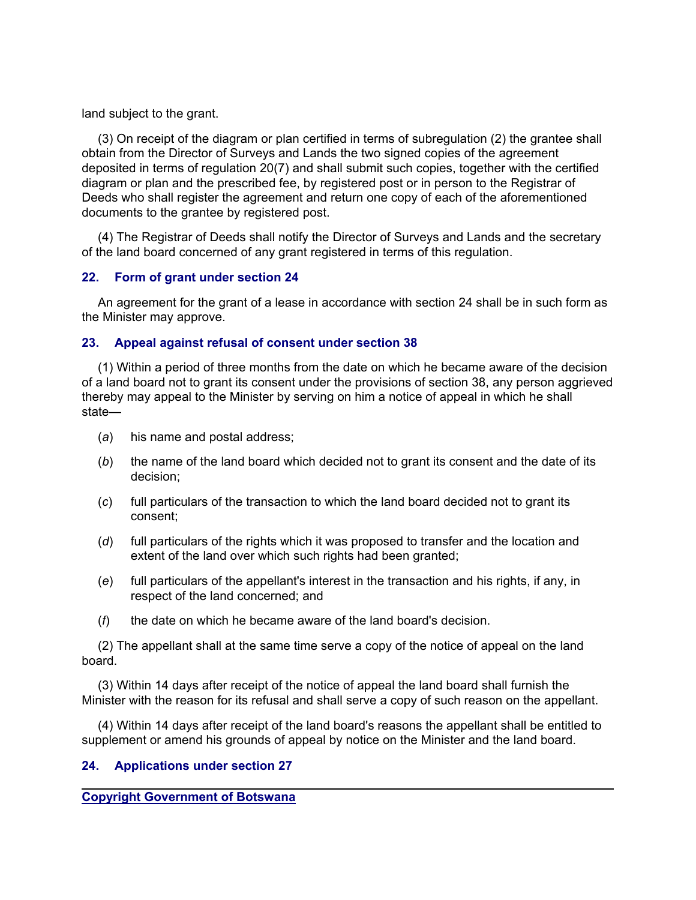land subject to the grant.

(3) On receipt of the diagram or plan certified in terms of subregulation (2) the grantee shall obtain from the Director of Surveys and Lands the two signed copies of the agreement deposited in terms of regulation 20(7) and shall submit such copies, together with the certified diagram or plan and the prescribed fee, by registered post or in person to the Registrar of Deeds who shall register the agreement and return one copy of each of the aforementioned documents to the grantee by registered post.

(4) The Registrar of Deeds shall notify the Director of Surveys and Lands and the secretary of the land board concerned of any grant registered in terms of this regulation.

### 22. Form of grant under section 24

An agreement for the grant of a lease in accordance with section 24 shall be in such form as the Minister may approve.

### 23. Appeal against refusal of consent under section 38

(1) Within a period of three months from the date on which he became aware of the decision of a land board not to grant its consent under the provisions of section 38, any person aggrieved thereby may appeal to the Minister by serving on him a notice of appeal in which he shall state—

(*a*) his name and postal address;

(*b*) the name of the land board which decided not to grant its consent and the date of its decision;

(*c*) full particulars of the transaction to which the land board decided not to grant its consent;

(*d*) full particulars of the rights which it was proposed to transfer and the location and extent of the land over which such rights had been granted;

(*e*) full particulars of the appellant's interest in the transaction and his rights, if any, in respect of the land concerned; and

(*f*) the date on which he became aware of the land board's decision.

(2) The appellant shall at the same time serve a copy of the notice of appeal on the land board.

(3) Within 14 days after receipt of the notice of appeal the land board shall furnish the Minister with the reason for its refusal and shall serve a copy of such reason on the appellant.

(4) Within 14 days after receipt of the land board's reasons the appellant shall be entitled to supplement or amend his grounds of appeal by notice on the Minister and the land board.

### 24. Applications under section 27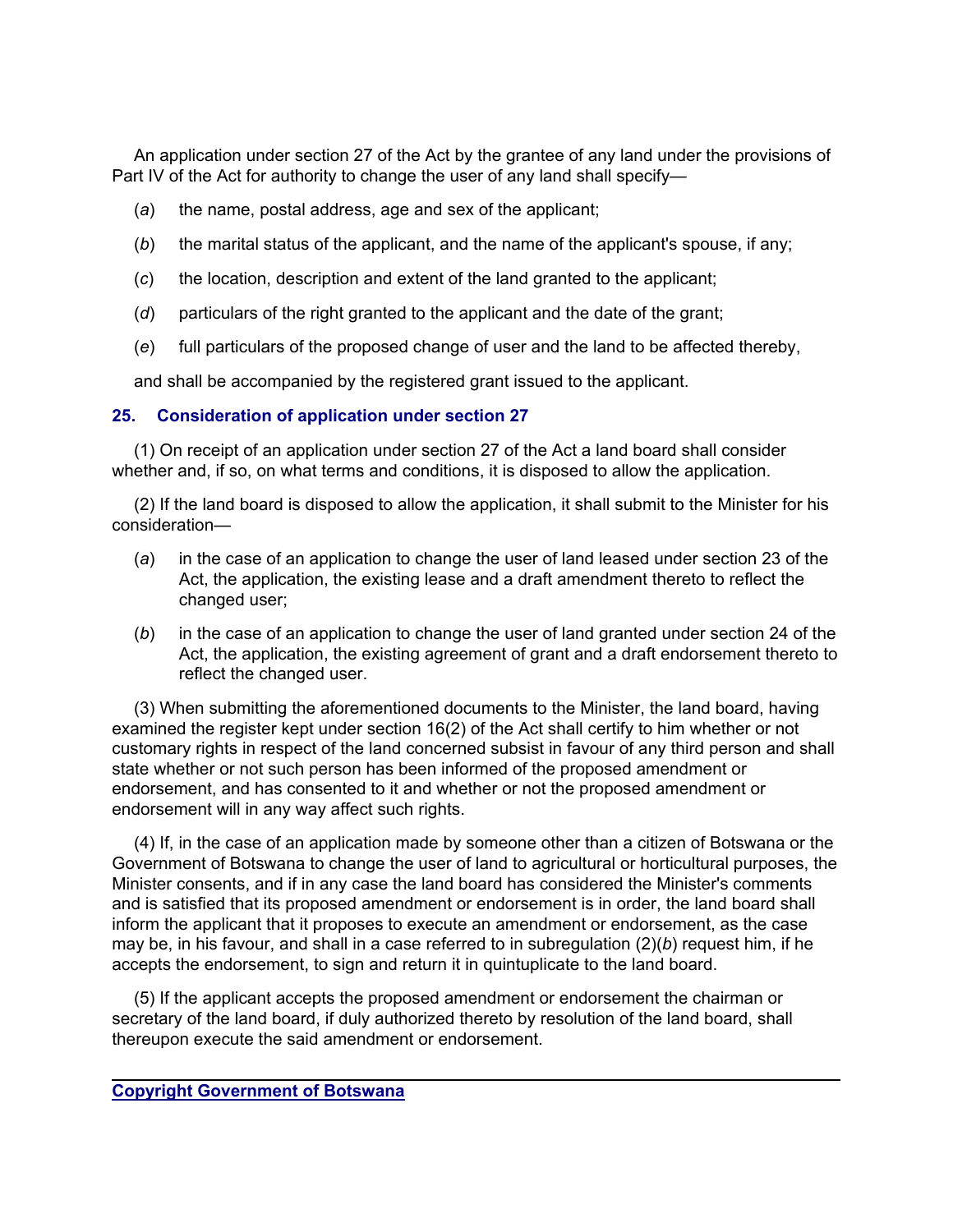An application under section 27 of the Act by the grantee of any land under the provisions of Part IV of the Act for authority to change the user of any land shall specify—

(*a*) the name, postal address, age and sex of the applicant;

(*b*) the marital status of the applicant, and the name of the applicant's spouse, if any;

(*c*) the location, description and extent of the land granted to the applicant;

(*d*) particulars of the right granted to the applicant and the date of the grant;

(*e*) full particulars of the proposed change of user and the land to be affected thereby,

and shall be accompanied by the registered grant issued to the applicant.

### 25. Consideration of application under section 27

(1) On receipt of an application under section 27 of the Act a land board shall consider whether and, if so, on what terms and conditions, it is disposed to allow the application.

(2) If the land board is disposed to allow the application, it shall submit to the Minister for his consideration—

(*a*) in the case of an application to change the user of land leased under section 23 of the Act, the application, the existing lease and a draft amendment thereto to reflect the changed user;

(*b*) in the case of an application to change the user of land granted under section 24 of the Act, the application, the existing agreement of grant and a draft endorsement thereto to reflect the changed user.

(3) When submitting the aforementioned documents to the Minister, the land board, having examined the register kept under section 16(2) of the Act shall certify to him whether or not customary rights in respect of the land concerned subsist in favour of any third person and shall state whether or not such person has been informed of the proposed amendment or endorsement, and has consented to it and whether or not the proposed amendment or endorsement will in any way affect such rights.

(4) If, in the case of an application made by someone other than a citizen of Botswana or the Government of Botswana to change the user of land to agricultural or horticultural purposes, the Minister consents, and if in any case the land board has considered the Minister's comments and is satisfied that its proposed amendment or endorsement is in order, the land board shall inform the applicant that it proposes to execute an amendment or endorsement, as the case may be, in his favour, and shall in a case referred to in subregulation (2)(*b*) request him, if he accepts the endorsement, to sign and return it in quintuplicate to the land board.

(5) If the applicant accepts the proposed amendment or endorsement the chairman or secretary of the land board, if duly authorized thereto by resolution of the land board, shall thereupon execute the said amendment or endorsement.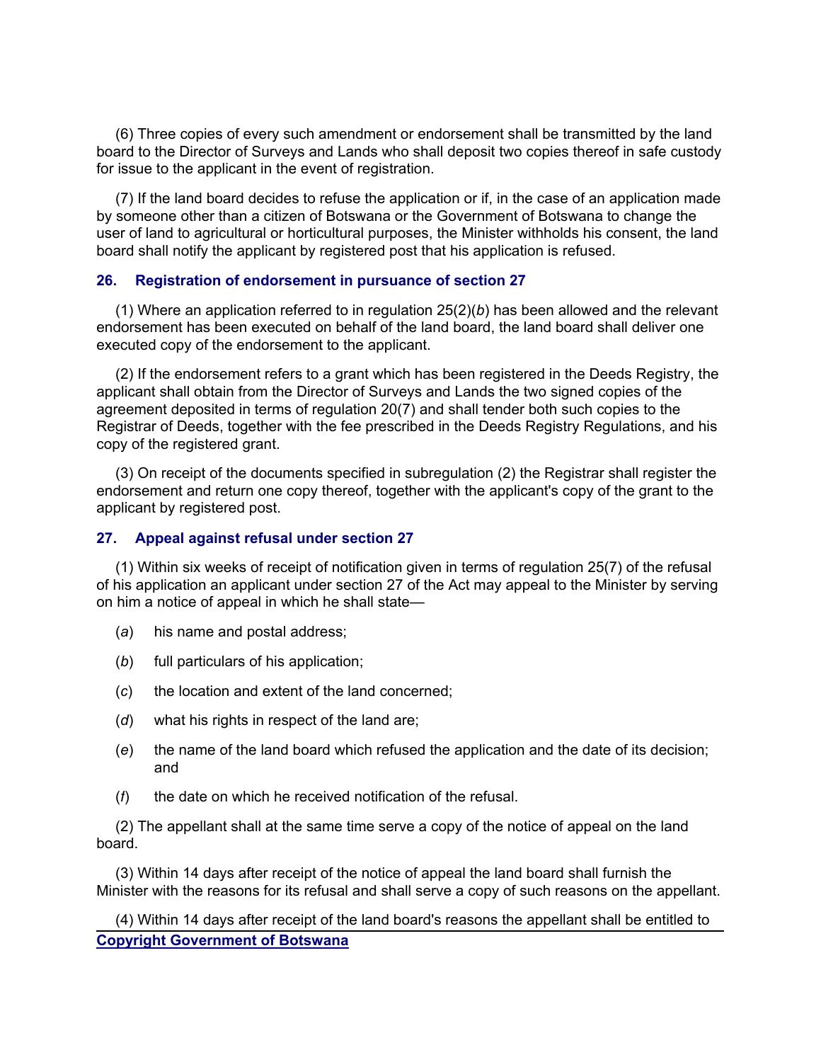(6) Three copies of every such amendment or endorsement shall be transmitted by the land board to the Director of Surveys and Lands who shall deposit two copies thereof in safe custody for issue to the applicant in the event of registration.

(7) If the land board decides to refuse the application or if, in the case of an application made by someone other than a citizen of Botswana or the Government of Botswana to change the user of land to agricultural or horticultural purposes, the Minister withholds his consent, the land board shall notify the applicant by registered post that his application is refused.

### 26. Registration of endorsement in pursuance of section 27

(1) Where an application referred to in regulation 25(2)(*b*) has been allowed and the relevant endorsement has been executed on behalf of the land board, the land board shall deliver one executed copy of the endorsement to the applicant.

(2) If the endorsement refers to a grant which has been registered in the Deeds Registry, the applicant shall obtain from the Director of Surveys and Lands the two signed copies of the agreement deposited in terms of regulation 20(7) and shall tender both such copies to the Registrar of Deeds, together with the fee prescribed in the Deeds Registry Regulations, and his copy of the registered grant.

(3) On receipt of the documents specified in subregulation (2) the Registrar shall register the endorsement and return one copy thereof, together with the applicant's copy of the grant to the applicant by registered post.

### 27. Appeal against refusal under section 27

(1) Within six weeks of receipt of notification given in terms of regulation 25(7) of the refusal of his application an applicant under section 27 of the Act may appeal to the Minister by serving on him a notice of appeal in which he shall state—

(*a*) his name and postal address;

(*b*) full particulars of his application;

(*c*) the location and extent of the land concerned;

(*d*) what his rights in respect of the land are;

(*e*) the name of the land board which refused the application and the date of its decision; and

(*f*) the date on which he received notification of the refusal.

(2) The appellant shall at the same time serve a copy of the notice of appeal on the land board.

(3) Within 14 days after receipt of the notice of appeal the land board shall furnish the Minister with the reasons for its refusal and shall serve a copy of such reasons on the appellant.

(4) Within 14 days after receipt of the land board's reasons the appellant shall be entitled to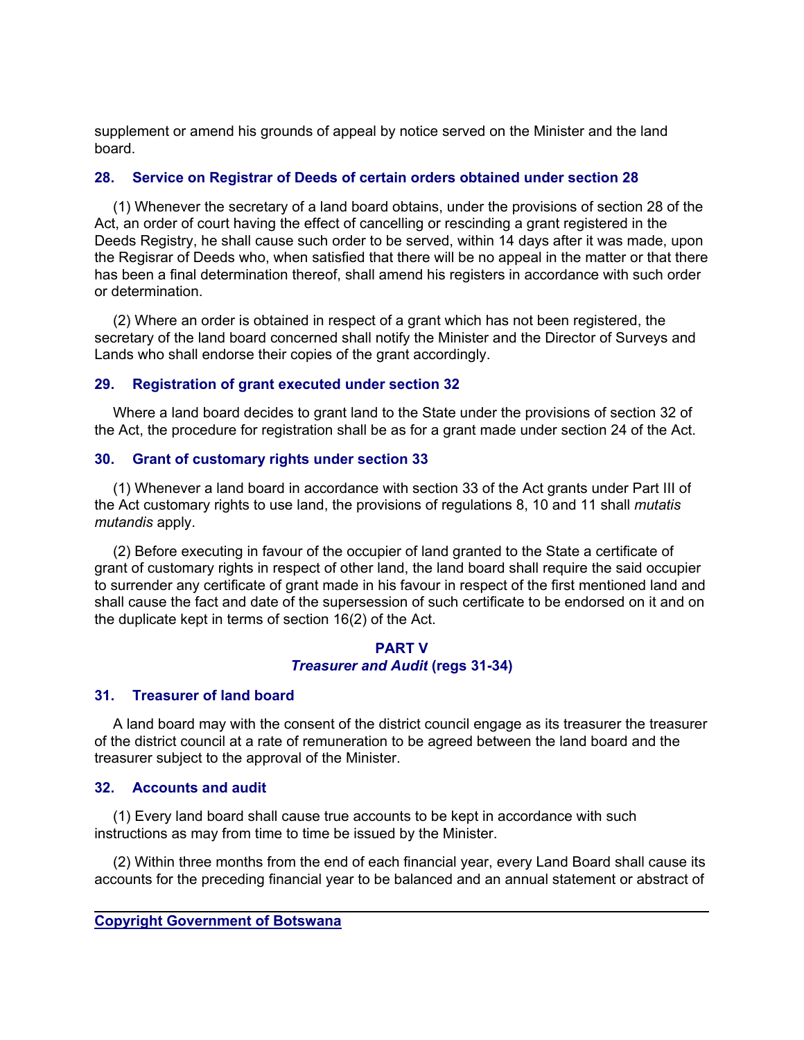supplement or amend his grounds of appeal by notice served on the Minister and the land board.

### 28. Service on Registrar of Deeds of certain orders obtained under section 28

(1) Whenever the secretary of a land board obtains, under the provisions of section 28 of the Act, an order of court having the effect of cancelling or rescinding a grant registered in the Deeds Registry, he shall cause such order to be served, within 14 days after it was made, upon the Regisrar of Deeds who, when satisfied that there will be no appeal in the matter or that there has been a final determination thereof, shall amend his registers in accordance with such order or determination.

(2) Where an order is obtained in respect of a grant which has not been registered, the secretary of the land board concerned shall notify the Minister and the Director of Surveys and Lands who shall endorse their copies of the grant accordingly.

### 29. Registration of grant executed under section 32

Where a land board decides to grant land to the State under the provisions of section 32 of the Act, the procedure for registration shall be as for a grant made under section 24 of the Act.

### 30. Grant of customary rights under section 33

(1) Whenever a land board in accordance with section 33 of the Act grants under Part III of the Act customary rights to use land, the provisions of regulations 8, 10 and 11 shall *mutatis mutandis* apply.

(2) Before executing in favour of the occupier of land granted to the State a certificate of grant of customary rights in respect of other land, the land board shall require the said occupier to surrender any certificate of grant made in his favour in respect of the first mentioned land and shall cause the fact and date of the supersession of such certificate to be endorsed on it and on the duplicate kept in terms of section 16(2) of the Act.

## PART V
***Treasurer and Audit* (regs 31-34)**

### 31. Treasurer of land board

A land board may with the consent of the district council engage as its treasurer the treasurer of the district council at a rate of remuneration to be agreed between the land board and the treasurer subject to the approval of the Minister.

### 32. Accounts and audit

(1) Every land board shall cause true accounts to be kept in accordance with such instructions as may from time to time be issued by the Minister.

(2) Within three months from the end of each financial year, every Land Board shall cause its accounts for the preceding financial year to be balanced and an annual statement or abstract of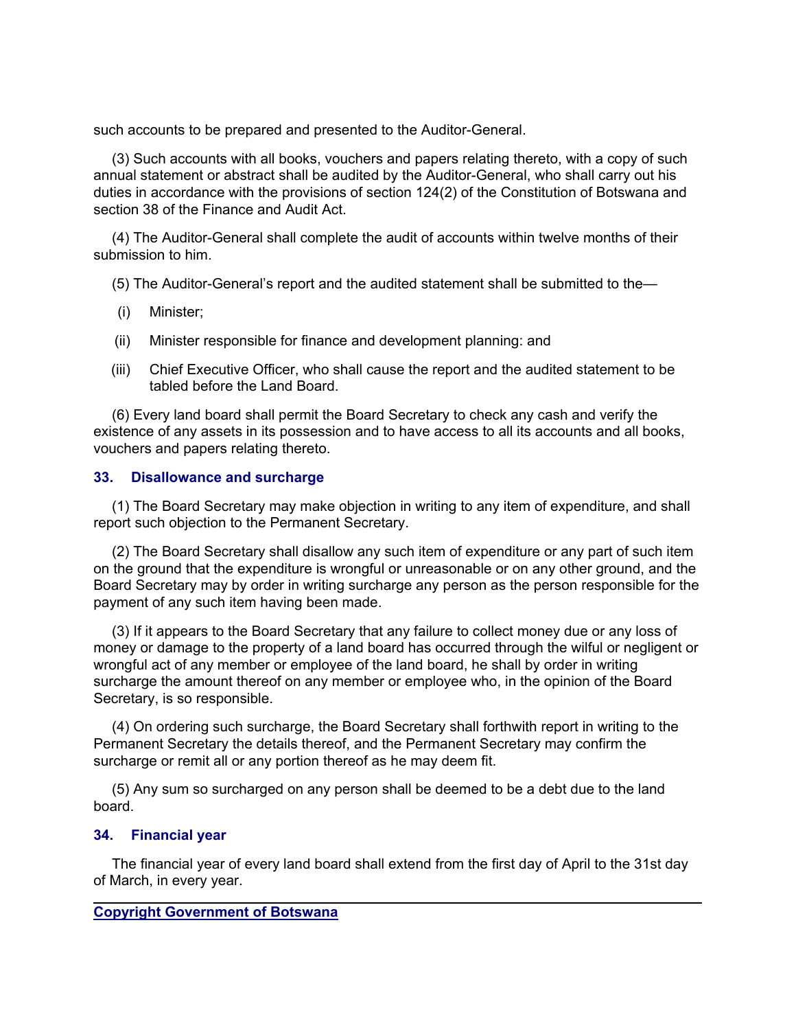such accounts to be prepared and presented to the Auditor-General.

(3) Such accounts with all books, vouchers and papers relating thereto, with a copy of such annual statement or abstract shall be audited by the Auditor-General, who shall carry out his duties in accordance with the provisions of section 124(2) of the Constitution of Botswana and section 38 of the Finance and Audit Act.

(4) The Auditor-General shall complete the audit of accounts within twelve months of their submission to him.

(5) The Auditor-General's report and the audited statement shall be submitted to the—

(i) Minister;

(ii) Minister responsible for finance and development planning: and

(iii) Chief Executive Officer, who shall cause the report and the audited statement to be tabled before the Land Board.

(6) Every land board shall permit the Board Secretary to check any cash and verify the existence of any assets in its possession and to have access to all its accounts and all books, vouchers and papers relating thereto.

### 33. Disallowance and surcharge

(1) The Board Secretary may make objection in writing to any item of expenditure, and shall report such objection to the Permanent Secretary.

(2) The Board Secretary shall disallow any such item of expenditure or any part of such item on the ground that the expenditure is wrongful or unreasonable or on any other ground, and the Board Secretary may by order in writing surcharge any person as the person responsible for the payment of any such item having been made.

(3) If it appears to the Board Secretary that any failure to collect money due or any loss of money or damage to the property of a land board has occurred through the wilful or negligent or wrongful act of any member or employee of the land board, he shall by order in writing surcharge the amount thereof on any member or employee who, in the opinion of the Board Secretary, is so responsible.

(4) On ordering such surcharge, the Board Secretary shall forthwith report in writing to the Permanent Secretary the details thereof, and the Permanent Secretary may confirm the surcharge or remit all or any portion thereof as he may deem fit.

(5) Any sum so surcharged on any person shall be deemed to be a debt due to the land board.

### 34. Financial year

The financial year of every land board shall extend from the first day of April to the 31st day of March, in every year.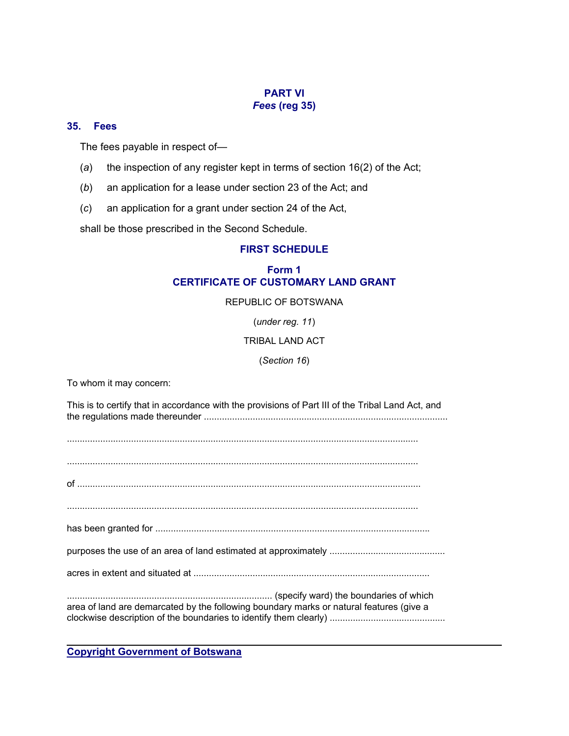## PART VI
## *Fees* (reg 35)

### 35. Fees

The fees payable in respect of—

(*a*) the inspection of any register kept in terms of section 16(2) of the Act;

(*b*) an application for a lease under section 23 of the Act; and

(*c*) an application for a grant under section 24 of the Act,

shall be those prescribed in the Second Schedule.

## FIRST SCHEDULE

### Form 1
### CERTIFICATE OF CUSTOMARY LAND GRANT

REPUBLIC OF BOTSWANA

(*under reg. 11*)

TRIBAL LAND ACT

(*Section 16*)

To whom it may concern:

This is to certify that in accordance with the provisions of Part III of the Tribal Land Act, and the regulations made thereunder .............................................................................................

.......................................................................................................................................

.......................................................................................................................................

of ....................................................................................................................................

.......................................................................................................................................

has been granted for .........................................................................................................

purposes the use of an area of land estimated at approximately ............................................

acres in extent and situated at ...........................................................................................

............................................................................... (specify ward) the boundaries of which area of land are demarcated by the following boundary marks or natural features (give a clockwise description of the boundaries to identify them clearly) ............................................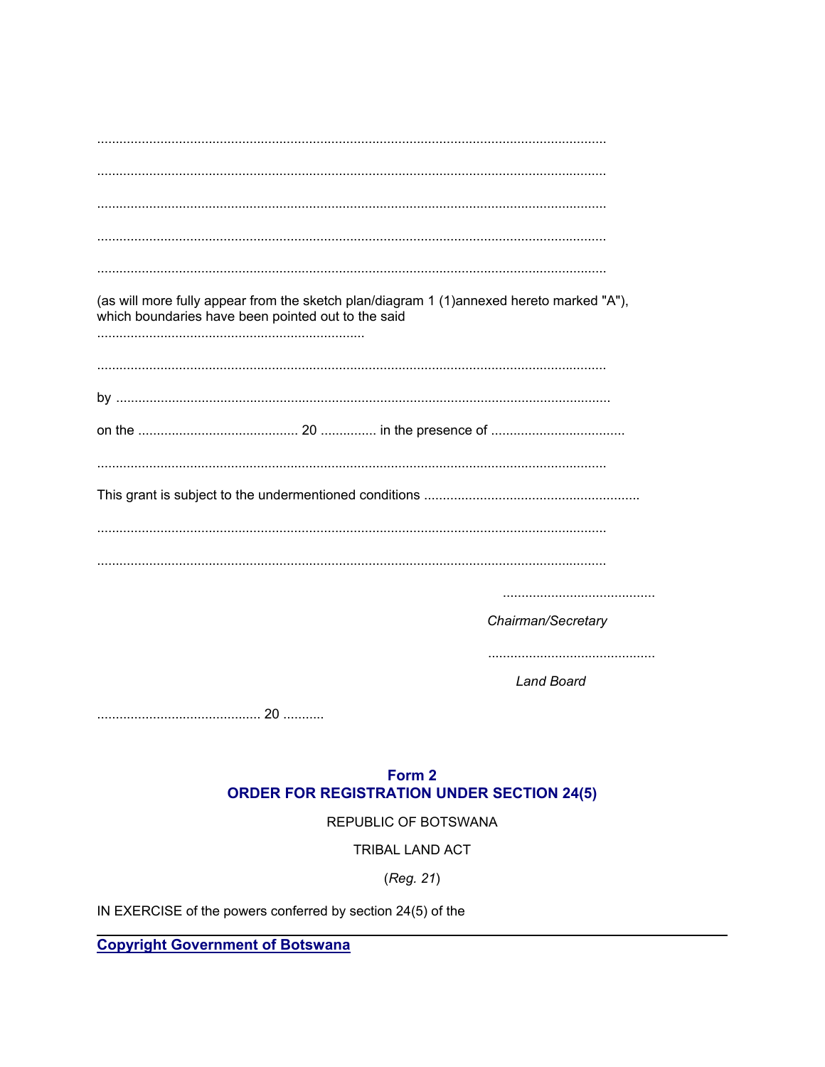.......................................................................................................................................

.......................................................................................................................................

.......................................................................................................................................

.......................................................................................................................................

.......................................................................................................................................

(as will more fully appear from the sketch plan/diagram 1 (1)annexed hereto marked "A"), which boundaries have been pointed out to the said ........................................................................

.......................................................................................................................................

by .....................................................................................................................................

on the ........................................... 20 .............. in the presence of ...................................

.......................................................................................................................................

This grant is subject to the undermentioned conditions .........................................................

.......................................................................................................................................

.......................................................................................................................................

.........................................

*Chairman/Secretary*

............................................

*Land Board*

............................................ 20 ...........

## Form 2
## ORDER FOR REGISTRATION UNDER SECTION 24(5)

REPUBLIC OF BOTSWANA

TRIBAL LAND ACT

(*Reg. 21*)

IN EXERCISE of the powers conferred by section 24(5) of the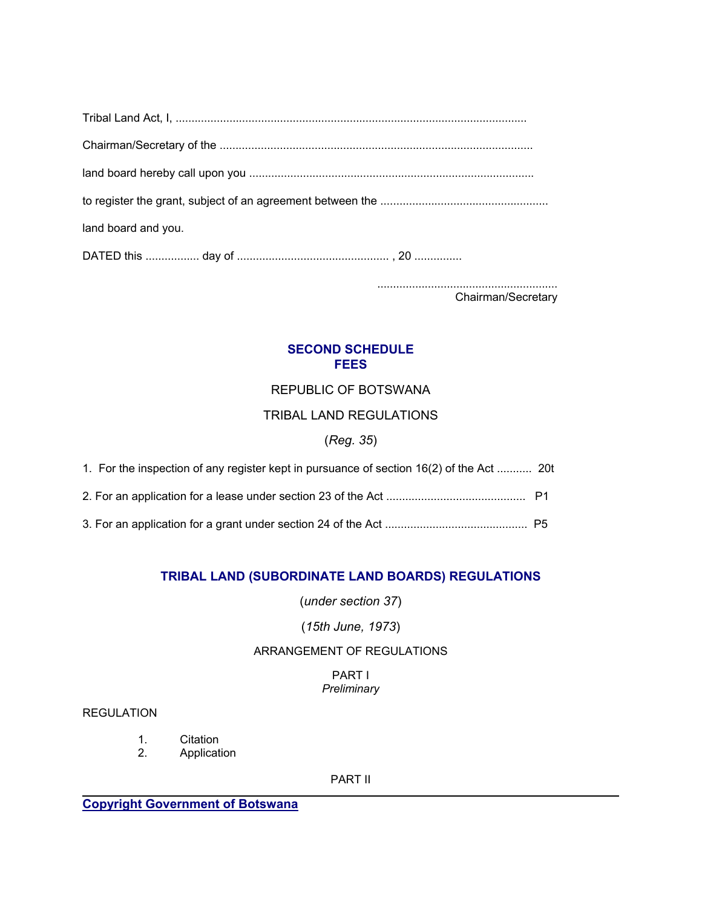Tribal Land Act, I, ............................................................................................................

Chairman/Secretary of the ..................................................................................................

land board hereby call upon you .........................................................................................

to register the grant, subject of an agreement between the .....................................................

land board and you.

DATED this ................ day of ................................................ , 20 ..............

.........................................................
Chairman/Secretary

## SECOND SCHEDULE
## FEES

REPUBLIC OF BOTSWANA

TRIBAL LAND REGULATIONS

(*Reg. 35*)

1. For the inspection of any register kept in pursuance of section 16(2) of the Act ........... 20t

2. For an application for a lease under section 23 of the Act ........................................... P1

3. For an application for a grant under section 24 of the Act ............................................ P5

## TRIBAL LAND (SUBORDINATE LAND BOARDS) REGULATIONS

(*under section 37*)

(*15th June, 1973*)

ARRANGEMENT OF REGULATIONS

PART I
*Preliminary*

REGULATION

1. Citation
2. Application

PART II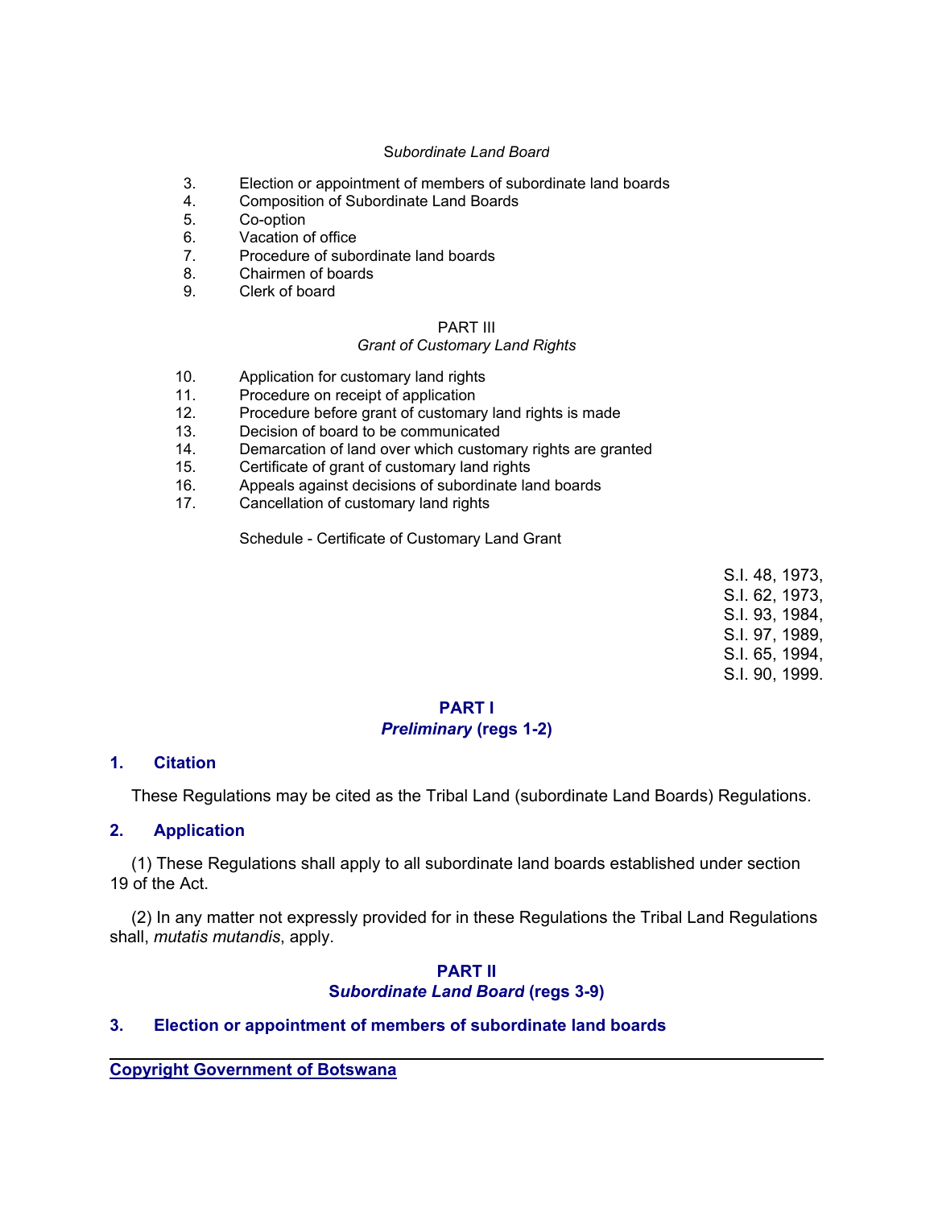*Subordinate Land Board*

3. Election or appointment of members of subordinate land boards
4. Composition of Subordinate Land Boards
5. Co-option
6. Vacation of office
7. Procedure of subordinate land boards
8. Chairmen of boards
9. Clerk of board

PART III
*Grant of Customary Land Rights*

10. Application for customary land rights
11. Procedure on receipt of application
12. Procedure before grant of customary land rights is made
13. Decision of board to be communicated
14. Demarcation of land over which customary rights are granted
15. Certificate of grant of customary land rights
16. Appeals against decisions of subordinate land boards
17. Cancellation of customary land rights

Schedule - Certificate of Customary Land Grant

S.I. 48, 1973,
S.I. 62, 1973,
S.I. 93, 1984,
S.I. 97, 1989,
S.I. 65, 1994,
S.I. 90, 1999.

## PART I
## *Preliminary* (regs 1-2)

### 1. Citation

These Regulations may be cited as the Tribal Land (subordinate Land Boards) Regulations.

### 2. Application

(1) These Regulations shall apply to all subordinate land boards established under section 19 of the Act.

(2) In any matter not expressly provided for in these Regulations the Tribal Land Regulations shall, *mutatis mutandis*, apply.

## PART II
## *Subordinate Land Board* (regs 3-9)

### 3. Election or appointment of members of subordinate land boards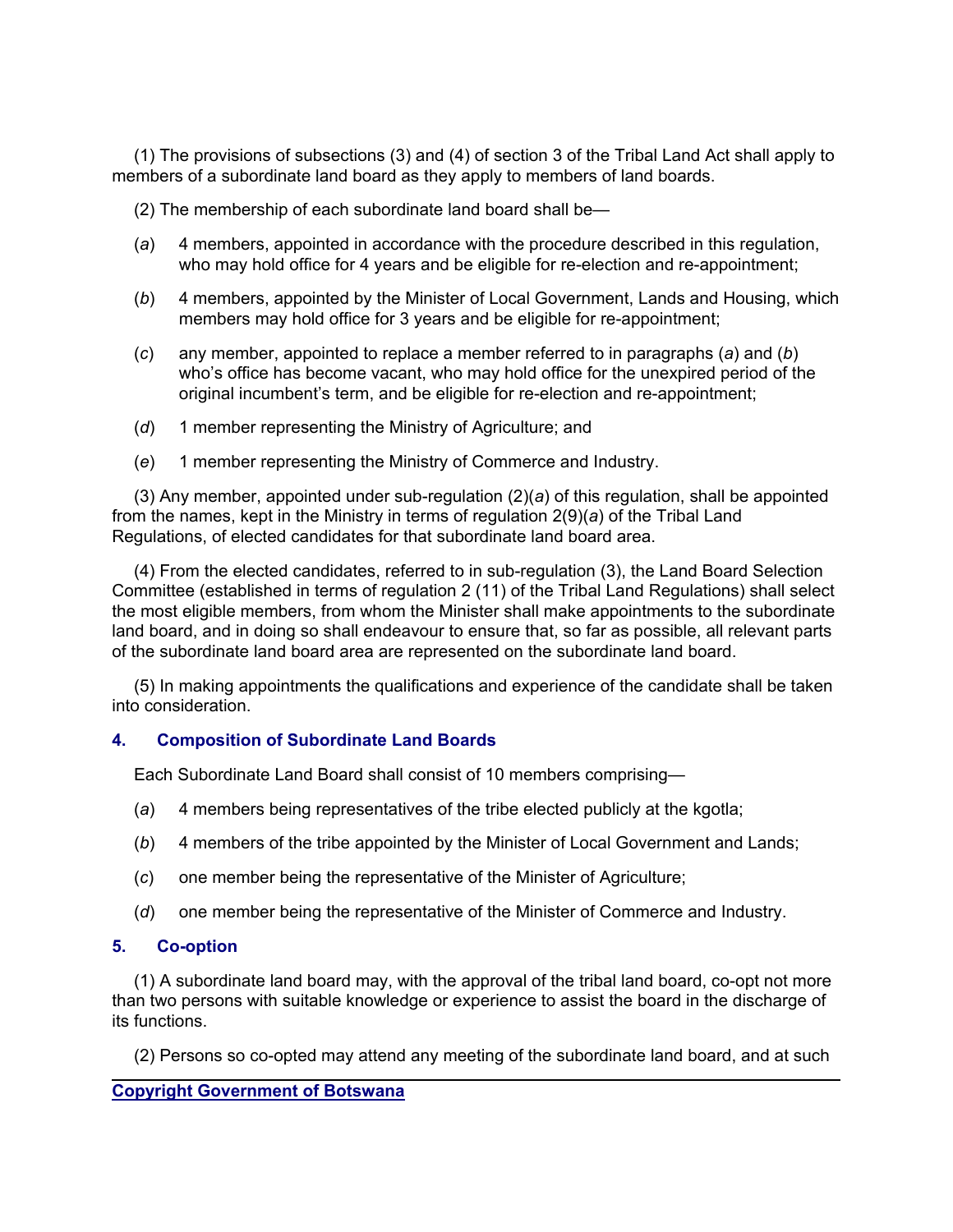(1) The provisions of subsections (3) and (4) of section 3 of the Tribal Land Act shall apply to members of a subordinate land board as they apply to members of land boards.

(2) The membership of each subordinate land board shall be—

(*a*) 4 members, appointed in accordance with the procedure described in this regulation, who may hold office for 4 years and be eligible for re-election and re-appointment;

(*b*) 4 members, appointed by the Minister of Local Government, Lands and Housing, which members may hold office for 3 years and be eligible for re-appointment;

(*c*) any member, appointed to replace a member referred to in paragraphs (*a*) and (*b*) who's office has become vacant, who may hold office for the unexpired period of the original incumbent's term, and be eligible for re-election and re-appointment;

(*d*) 1 member representing the Ministry of Agriculture; and

(*e*) 1 member representing the Ministry of Commerce and Industry.

(3) Any member, appointed under sub-regulation (2)(*a*) of this regulation, shall be appointed from the names, kept in the Ministry in terms of regulation 2(9)(*a*) of the Tribal Land Regulations, of elected candidates for that subordinate land board area.

(4) From the elected candidates, referred to in sub-regulation (3), the Land Board Selection Committee (established in terms of regulation 2 (11) of the Tribal Land Regulations) shall select the most eligible members, from whom the Minister shall make appointments to the subordinate land board, and in doing so shall endeavour to ensure that, so far as possible, all relevant parts of the subordinate land board area are represented on the subordinate land board.

(5) In making appointments the qualifications and experience of the candidate shall be taken into consideration.

### 4. Composition of Subordinate Land Boards

Each Subordinate Land Board shall consist of 10 members comprising—

(*a*) 4 members being representatives of the tribe elected publicly at the kgotla;

(*b*) 4 members of the tribe appointed by the Minister of Local Government and Lands;

(*c*) one member being the representative of the Minister of Agriculture;

(*d*) one member being the representative of the Minister of Commerce and Industry.

### 5. Co-option

(1) A subordinate land board may, with the approval of the tribal land board, co-opt not more than two persons with suitable knowledge or experience to assist the board in the discharge of its functions.

(2) Persons so co-opted may attend any meeting of the subordinate land board, and at such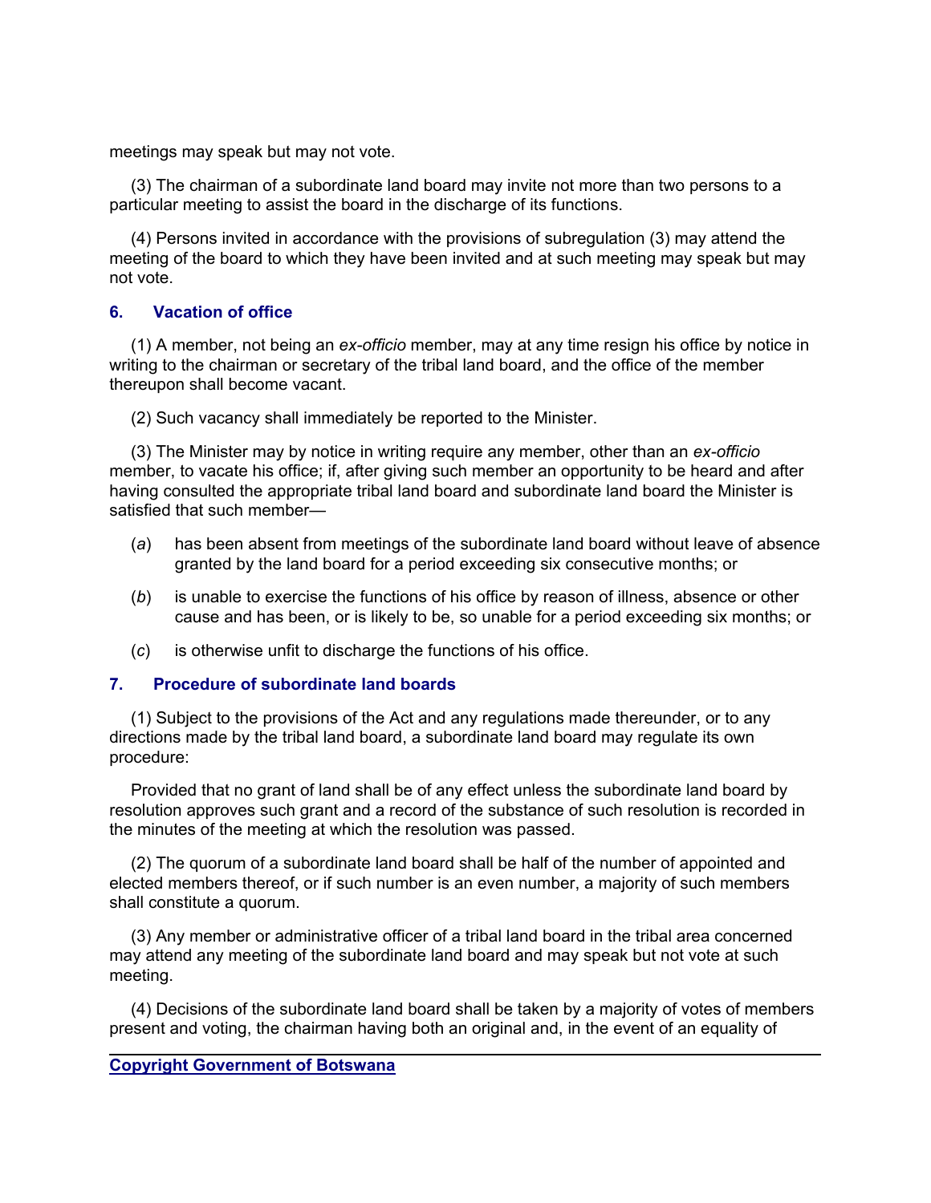meetings may speak but may not vote.

(3) The chairman of a subordinate land board may invite not more than two persons to a particular meeting to assist the board in the discharge of its functions.

(4) Persons invited in accordance with the provisions of subregulation (3) may attend the meeting of the board to which they have been invited and at such meeting may speak but may not vote.

### 6. Vacation of office

(1) A member, not being an *ex-officio* member, may at any time resign his office by notice in writing to the chairman or secretary of the tribal land board, and the office of the member thereupon shall become vacant.

(2) Such vacancy shall immediately be reported to the Minister.

(3) The Minister may by notice in writing require any member, other than an *ex-officio* member, to vacate his office; if, after giving such member an opportunity to be heard and after having consulted the appropriate tribal land board and subordinate land board the Minister is satisfied that such member—

(*a*) has been absent from meetings of the subordinate land board without leave of absence granted by the land board for a period exceeding six consecutive months; or

(*b*) is unable to exercise the functions of his office by reason of illness, absence or other cause and has been, or is likely to be, so unable for a period exceeding six months; or

(*c*) is otherwise unfit to discharge the functions of his office.

### 7. Procedure of subordinate land boards

(1) Subject to the provisions of the Act and any regulations made thereunder, or to any directions made by the tribal land board, a subordinate land board may regulate its own procedure:

Provided that no grant of land shall be of any effect unless the subordinate land board by resolution approves such grant and a record of the substance of such resolution is recorded in the minutes of the meeting at which the resolution was passed.

(2) The quorum of a subordinate land board shall be half of the number of appointed and elected members thereof, or if such number is an even number, a majority of such members shall constitute a quorum.

(3) Any member or administrative officer of a tribal land board in the tribal area concerned may attend any meeting of the subordinate land board and may speak but not vote at such meeting.

(4) Decisions of the subordinate land board shall be taken by a majority of votes of members present and voting, the chairman having both an original and, in the event of an equality of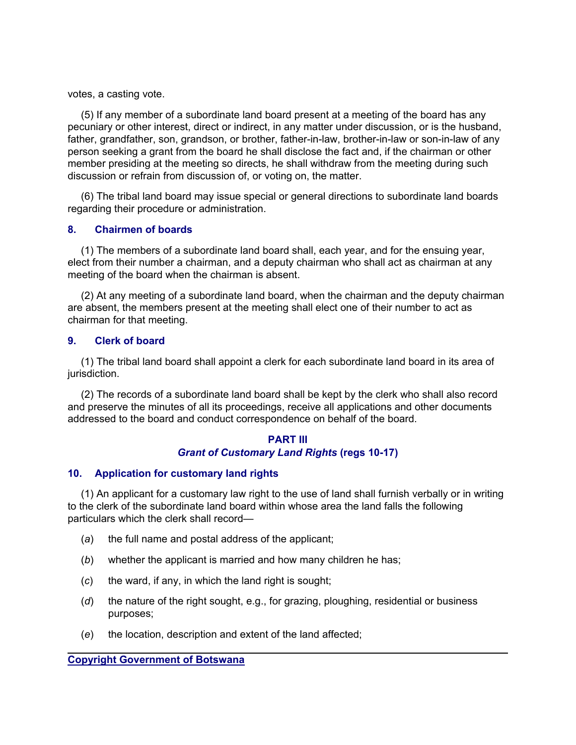votes, a casting vote.

(5) If any member of a subordinate land board present at a meeting of the board has any pecuniary or other interest, direct or indirect, in any matter under discussion, or is the husband, father, grandfather, son, grandson, or brother, father-in-law, brother-in-law or son-in-law of any person seeking a grant from the board he shall disclose the fact and, if the chairman or other member presiding at the meeting so directs, he shall withdraw from the meeting during such discussion or refrain from discussion of, or voting on, the matter.

(6) The tribal land board may issue special or general directions to subordinate land boards regarding their procedure or administration.

### 8. Chairmen of boards

(1) The members of a subordinate land board shall, each year, and for the ensuing year, elect from their number a chairman, and a deputy chairman who shall act as chairman at any meeting of the board when the chairman is absent.

(2) At any meeting of a subordinate land board, when the chairman and the deputy chairman are absent, the members present at the meeting shall elect one of their number to act as chairman for that meeting.

### 9. Clerk of board

(1) The tribal land board shall appoint a clerk for each subordinate land board in its area of jurisdiction.

(2) The records of a subordinate land board shall be kept by the clerk who shall also record and preserve the minutes of all its proceedings, receive all applications and other documents addressed to the board and conduct correspondence on behalf of the board.

## PART III
## *Grant of Customary Land Rights* (regs 10-17)

### 10. Application for customary land rights

(1) An applicant for a customary law right to the use of land shall furnish verbally or in writing to the clerk of the subordinate land board within whose area the land falls the following particulars which the clerk shall record—

(*a*) the full name and postal address of the applicant;

(*b*) whether the applicant is married and how many children he has;

(*c*) the ward, if any, in which the land right is sought;

(*d*) the nature of the right sought, e.g., for grazing, ploughing, residential or business purposes;

(*e*) the location, description and extent of the land affected;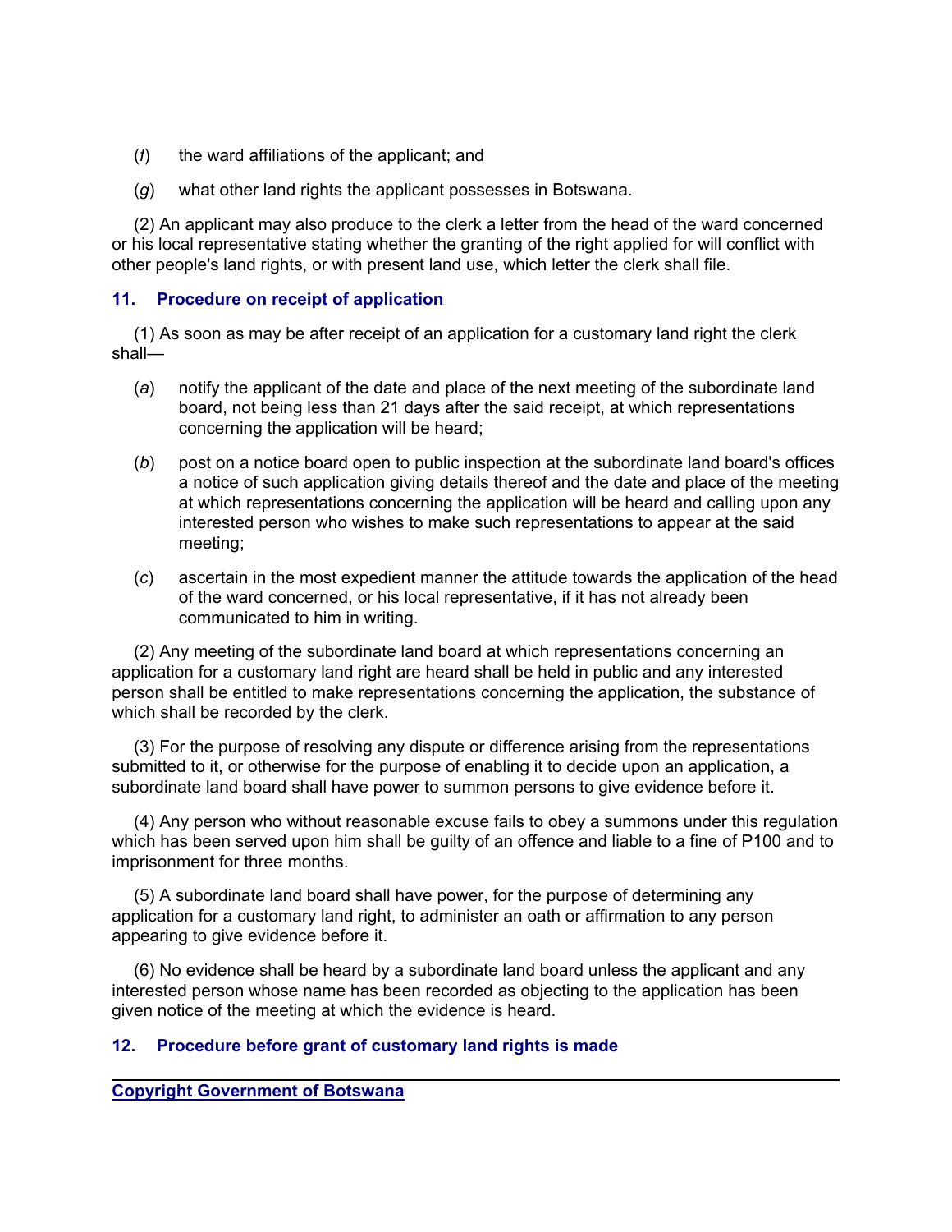(*f*) the ward affiliations of the applicant; and

(*g*) what other land rights the applicant possesses in Botswana.

(2) An applicant may also produce to the clerk a letter from the head of the ward concerned or his local representative stating whether the granting of the right applied for will conflict with other people's land rights, or with present land use, which letter the clerk shall file.

### 11. Procedure on receipt of application

(1) As soon as may be after receipt of an application for a customary land right the clerk shall—

(*a*) notify the applicant of the date and place of the next meeting of the subordinate land board, not being less than 21 days after the said receipt, at which representations concerning the application will be heard;

(*b*) post on a notice board open to public inspection at the subordinate land board's offices a notice of such application giving details thereof and the date and place of the meeting at which representations concerning the application will be heard and calling upon any interested person who wishes to make such representations to appear at the said meeting;

(*c*) ascertain in the most expedient manner the attitude towards the application of the head of the ward concerned, or his local representative, if it has not already been communicated to him in writing.

(2) Any meeting of the subordinate land board at which representations concerning an application for a customary land right are heard shall be held in public and any interested person shall be entitled to make representations concerning the application, the substance of which shall be recorded by the clerk.

(3) For the purpose of resolving any dispute or difference arising from the representations submitted to it, or otherwise for the purpose of enabling it to decide upon an application, a subordinate land board shall have power to summon persons to give evidence before it.

(4) Any person who without reasonable excuse fails to obey a summons under this regulation which has been served upon him shall be guilty of an offence and liable to a fine of P100 and to imprisonment for three months.

(5) A subordinate land board shall have power, for the purpose of determining any application for a customary land right, to administer an oath or affirmation to any person appearing to give evidence before it.

(6) No evidence shall be heard by a subordinate land board unless the applicant and any interested person whose name has been recorded as objecting to the application has been given notice of the meeting at which the evidence is heard.

### 12. Procedure before grant of customary land rights is made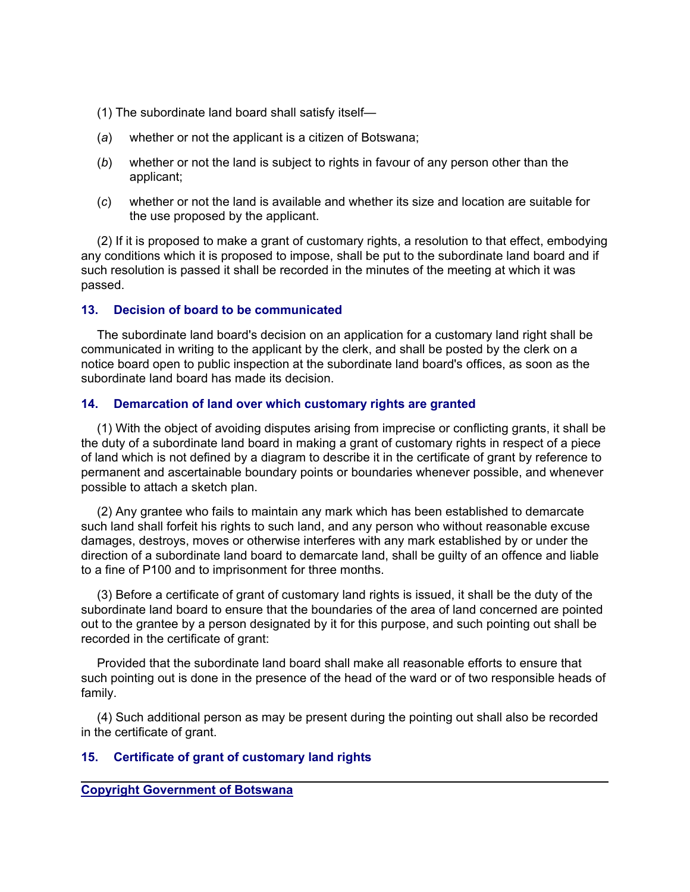(1) The subordinate land board shall satisfy itself—

(*a*) whether or not the applicant is a citizen of Botswana;

(*b*) whether or not the land is subject to rights in favour of any person other than the applicant;

(*c*) whether or not the land is available and whether its size and location are suitable for the use proposed by the applicant.

(2) If it is proposed to make a grant of customary rights, a resolution to that effect, embodying any conditions which it is proposed to impose, shall be put to the subordinate land board and if such resolution is passed it shall be recorded in the minutes of the meeting at which it was passed.

### 13. Decision of board to be communicated

The subordinate land board's decision on an application for a customary land right shall be communicated in writing to the applicant by the clerk, and shall be posted by the clerk on a notice board open to public inspection at the subordinate land board's offices, as soon as the subordinate land board has made its decision.

### 14. Demarcation of land over which customary rights are granted

(1) With the object of avoiding disputes arising from imprecise or conflicting grants, it shall be the duty of a subordinate land board in making a grant of customary rights in respect of a piece of land which is not defined by a diagram to describe it in the certificate of grant by reference to permanent and ascertainable boundary points or boundaries whenever possible, and whenever possible to attach a sketch plan.

(2) Any grantee who fails to maintain any mark which has been established to demarcate such land shall forfeit his rights to such land, and any person who without reasonable excuse damages, destroys, moves or otherwise interferes with any mark established by or under the direction of a subordinate land board to demarcate land, shall be guilty of an offence and liable to a fine of P100 and to imprisonment for three months.

(3) Before a certificate of grant of customary land rights is issued, it shall be the duty of the subordinate land board to ensure that the boundaries of the area of land concerned are pointed out to the grantee by a person designated by it for this purpose, and such pointing out shall be recorded in the certificate of grant:

Provided that the subordinate land board shall make all reasonable efforts to ensure that such pointing out is done in the presence of the head of the ward or of two responsible heads of family.

(4) Such additional person as may be present during the pointing out shall also be recorded in the certificate of grant.

### 15. Certificate of grant of customary land rights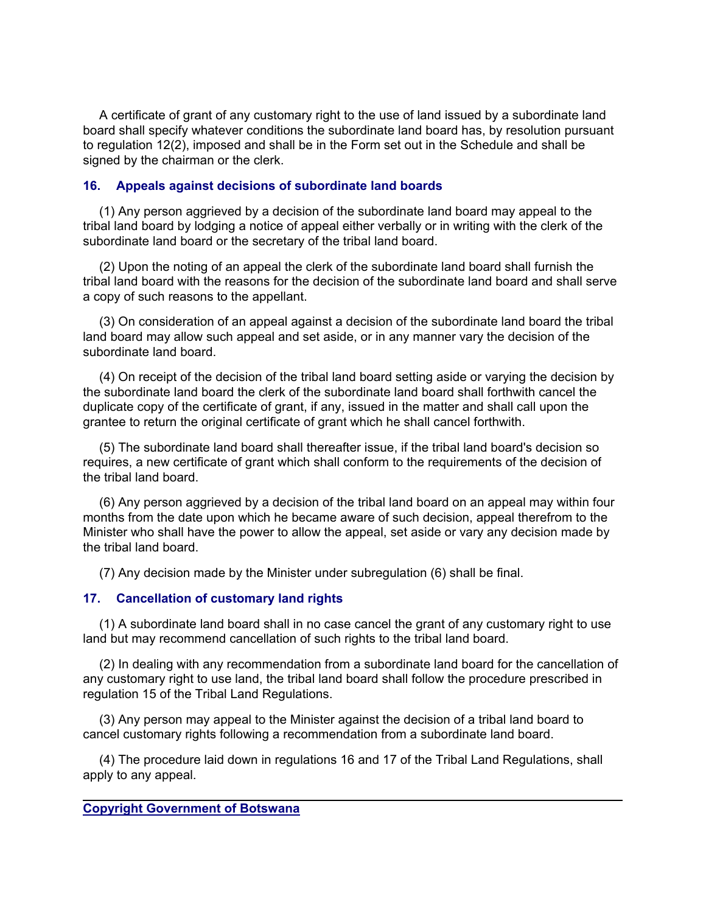A certificate of grant of any customary right to the use of land issued by a subordinate land board shall specify whatever conditions the subordinate land board has, by resolution pursuant to regulation 12(2), imposed and shall be in the Form set out in the Schedule and shall be signed by the chairman or the clerk.

### 16. Appeals against decisions of subordinate land boards

(1) Any person aggrieved by a decision of the subordinate land board may appeal to the tribal land board by lodging a notice of appeal either verbally or in writing with the clerk of the subordinate land board or the secretary of the tribal land board.

(2) Upon the noting of an appeal the clerk of the subordinate land board shall furnish the tribal land board with the reasons for the decision of the subordinate land board and shall serve a copy of such reasons to the appellant.

(3) On consideration of an appeal against a decision of the subordinate land board the tribal land board may allow such appeal and set aside, or in any manner vary the decision of the subordinate land board.

(4) On receipt of the decision of the tribal land board setting aside or varying the decision by the subordinate land board the clerk of the subordinate land board shall forthwith cancel the duplicate copy of the certificate of grant, if any, issued in the matter and shall call upon the grantee to return the original certificate of grant which he shall cancel forthwith.

(5) The subordinate land board shall thereafter issue, if the tribal land board's decision so requires, a new certificate of grant which shall conform to the requirements of the decision of the tribal land board.

(6) Any person aggrieved by a decision of the tribal land board on an appeal may within four months from the date upon which he became aware of such decision, appeal therefrom to the Minister who shall have the power to allow the appeal, set aside or vary any decision made by the tribal land board.

(7) Any decision made by the Minister under subregulation (6) shall be final.

### 17. Cancellation of customary land rights

(1) A subordinate land board shall in no case cancel the grant of any customary right to use land but may recommend cancellation of such rights to the tribal land board.

(2) In dealing with any recommendation from a subordinate land board for the cancellation of any customary right to use land, the tribal land board shall follow the procedure prescribed in regulation 15 of the Tribal Land Regulations.

(3) Any person may appeal to the Minister against the decision of a tribal land board to cancel customary rights following a recommendation from a subordinate land board.

(4) The procedure laid down in regulations 16 and 17 of the Tribal Land Regulations, shall apply to any appeal.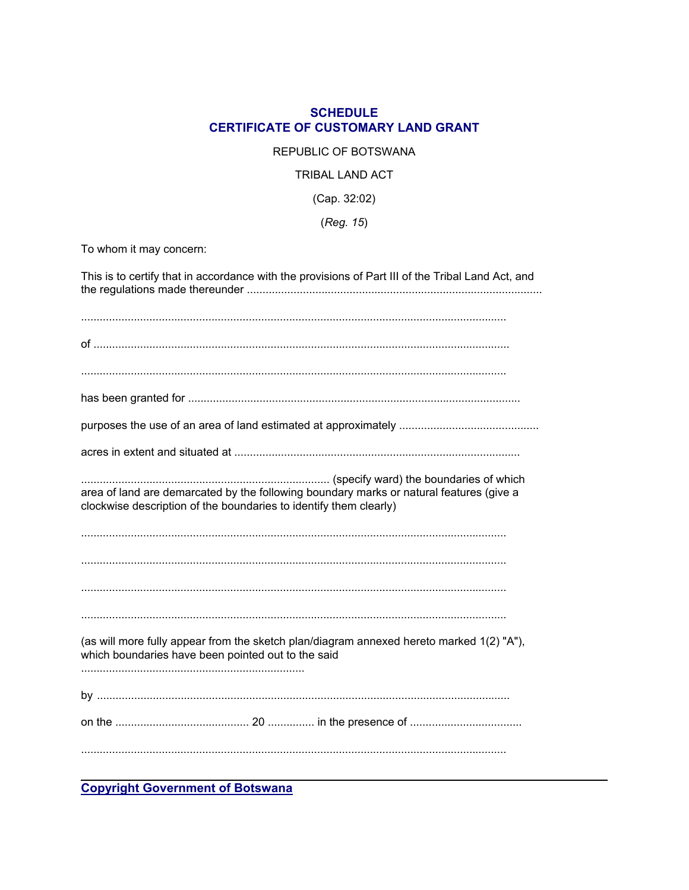## SCHEDULE
## CERTIFICATE OF CUSTOMARY LAND GRANT

REPUBLIC OF BOTSWANA

TRIBAL LAND ACT

(Cap. 32:02)

(*Reg. 15*)

To whom it may concern:

This is to certify that in accordance with the provisions of Part III of the Tribal Land Act, and the regulations made thereunder .............................................................................................

.......................................................................................................................................

of ....................................................................................................................................

.......................................................................................................................................

has been granted for .........................................................................................................

purposes the use of an area of land estimated at approximately ............................................

acres in extent and situated at ...........................................................................................

............................................................................... (specify ward) the boundaries of which area of land are demarcated by the following boundary marks or natural features (give a clockwise description of the boundaries to identify them clearly)

.......................................................................................................................................

.......................................................................................................................................

.......................................................................................................................................

.......................................................................................................................................

(as will more fully appear from the sketch plan/diagram annexed hereto marked 1(2) "A"), which boundaries have been pointed out to the said .......................................................................

by ....................................................................................................................................

on the ........................................... 20 ............... in the presence of ....................................

.......................................................................................................................................

**Copyright Government of Botswana**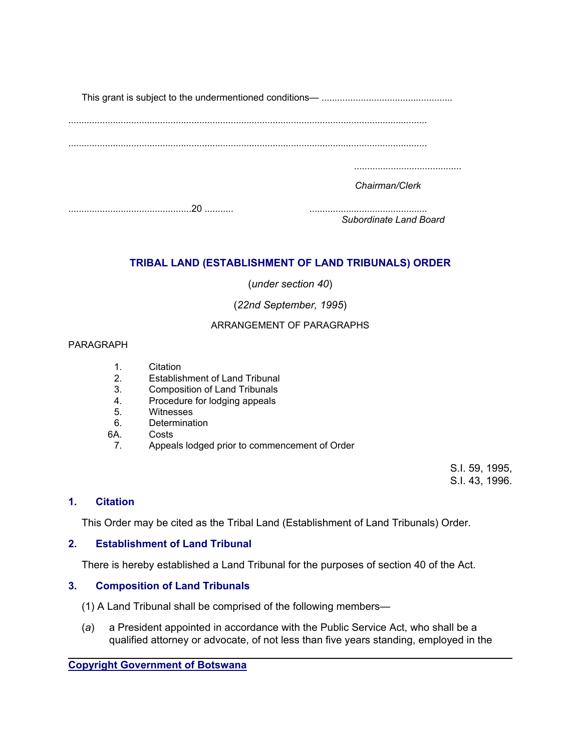This grant is subject to the undermentioned conditions— .................................................

.......................................................................................................................................

.......................................................................................................................................

.........................................

*Chairman/Clerk*

...............................................20 ........... ............................................

*Subordinate Land Board*

## TRIBAL LAND (ESTABLISHMENT OF LAND TRIBUNALS) ORDER

(*under section 40*)

(*22nd September, 1995*)

ARRANGEMENT OF PARAGRAPHS

PARAGRAPH

1. Citation
2. Establishment of Land Tribunal
3. Composition of Land Tribunals
4. Procedure for lodging appeals
5. Witnesses
6. Determination

6A. Costs

7. Appeals lodged prior to commencement of Order

S.I. 59, 1995,
S.I. 43, 1996.

### 1. Citation

This Order may be cited as the Tribal Land (Establishment of Land Tribunals) Order.

### 2. Establishment of Land Tribunal

There is hereby established a Land Tribunal for the purposes of section 40 of the Act.

### 3. Composition of Land Tribunals

(1) A Land Tribunal shall be comprised of the following members—

(*a*) a President appointed in accordance with the Public Service Act, who shall be a qualified attorney or advocate, of not less than five years standing, employed in the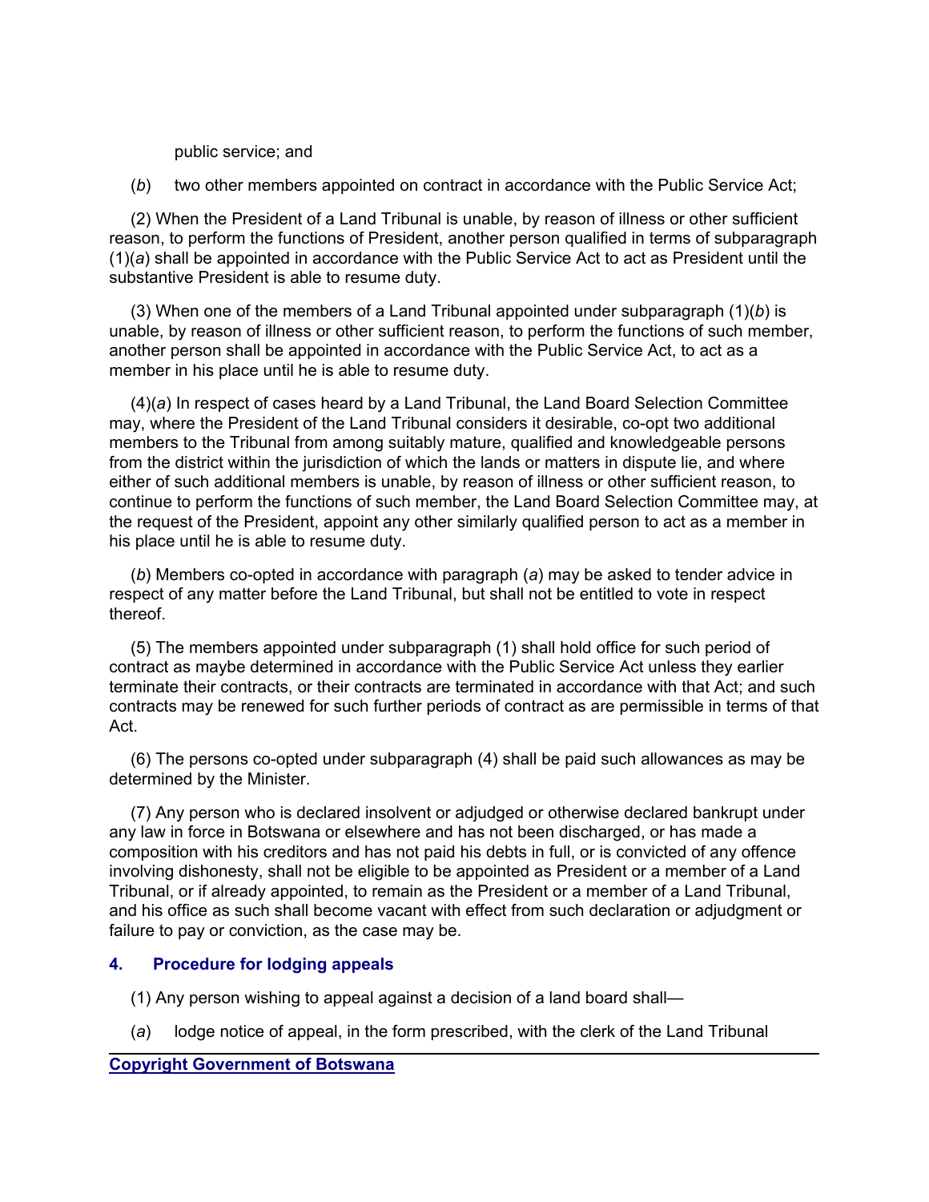public service; and

(*b*) two other members appointed on contract in accordance with the Public Service Act;

(2) When the President of a Land Tribunal is unable, by reason of illness or other sufficient reason, to perform the functions of President, another person qualified in terms of subparagraph (1)(*a*) shall be appointed in accordance with the Public Service Act to act as President until the substantive President is able to resume duty.

(3) When one of the members of a Land Tribunal appointed under subparagraph (1)(*b*) is unable, by reason of illness or other sufficient reason, to perform the functions of such member, another person shall be appointed in accordance with the Public Service Act, to act as a member in his place until he is able to resume duty.

(4)(*a*) In respect of cases heard by a Land Tribunal, the Land Board Selection Committee may, where the President of the Land Tribunal considers it desirable, co-opt two additional members to the Tribunal from among suitably mature, qualified and knowledgeable persons from the district within the jurisdiction of which the lands or matters in dispute lie, and where either of such additional members is unable, by reason of illness or other sufficient reason, to continue to perform the functions of such member, the Land Board Selection Committee may, at the request of the President, appoint any other similarly qualified person to act as a member in his place until he is able to resume duty.

(*b*) Members co-opted in accordance with paragraph (*a*) may be asked to tender advice in respect of any matter before the Land Tribunal, but shall not be entitled to vote in respect thereof.

(5) The members appointed under subparagraph (1) shall hold office for such period of contract as maybe determined in accordance with the Public Service Act unless they earlier terminate their contracts, or their contracts are terminated in accordance with that Act; and such contracts may be renewed for such further periods of contract as are permissible in terms of that Act.

(6) The persons co-opted under subparagraph (4) shall be paid such allowances as may be determined by the Minister.

(7) Any person who is declared insolvent or adjudged or otherwise declared bankrupt under any law in force in Botswana or elsewhere and has not been discharged, or has made a composition with his creditors and has not paid his debts in full, or is convicted of any offence involving dishonesty, shall not be eligible to be appointed as President or a member of a Land Tribunal, or if already appointed, to remain as the President or a member of a Land Tribunal, and his office as such shall become vacant with effect from such declaration or adjudgment or failure to pay or conviction, as the case may be.

### 4. Procedure for lodging appeals

(1) Any person wishing to appeal against a decision of a land board shall—

(*a*) lodge notice of appeal, in the form prescribed, with the clerk of the Land Tribunal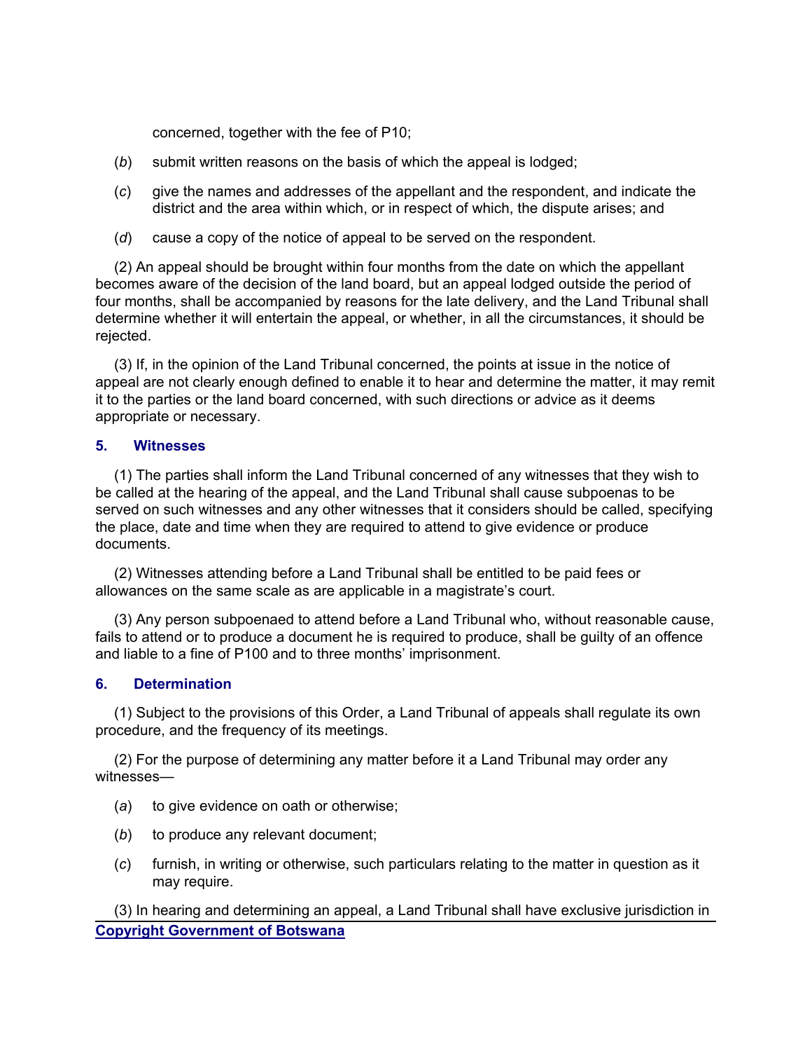concerned, together with the fee of P10;

(*b*) submit written reasons on the basis of which the appeal is lodged;

(*c*) give the names and addresses of the appellant and the respondent, and indicate the district and the area within which, or in respect of which, the dispute arises; and

(*d*) cause a copy of the notice of appeal to be served on the respondent.

(2) An appeal should be brought within four months from the date on which the appellant becomes aware of the decision of the land board, but an appeal lodged outside the period of four months, shall be accompanied by reasons for the late delivery, and the Land Tribunal shall determine whether it will entertain the appeal, or whether, in all the circumstances, it should be rejected.

(3) If, in the opinion of the Land Tribunal concerned, the points at issue in the notice of appeal are not clearly enough defined to enable it to hear and determine the matter, it may remit it to the parties or the land board concerned, with such directions or advice as it deems appropriate or necessary.

### 5. Witnesses

(1) The parties shall inform the Land Tribunal concerned of any witnesses that they wish to be called at the hearing of the appeal, and the Land Tribunal shall cause subpoenas to be served on such witnesses and any other witnesses that it considers should be called, specifying the place, date and time when they are required to attend to give evidence or produce documents.

(2) Witnesses attending before a Land Tribunal shall be entitled to be paid fees or allowances on the same scale as are applicable in a magistrate's court.

(3) Any person subpoenaed to attend before a Land Tribunal who, without reasonable cause, fails to attend or to produce a document he is required to produce, shall be guilty of an offence and liable to a fine of P100 and to three months' imprisonment.

### 6. Determination

(1) Subject to the provisions of this Order, a Land Tribunal of appeals shall regulate its own procedure, and the frequency of its meetings.

(2) For the purpose of determining any matter before it a Land Tribunal may order any witnesses—

(*a*) to give evidence on oath or otherwise;

(*b*) to produce any relevant document;

(*c*) furnish, in writing or otherwise, such particulars relating to the matter in question as it may require.

(3) In hearing and determining an appeal, a Land Tribunal shall have exclusive jurisdiction in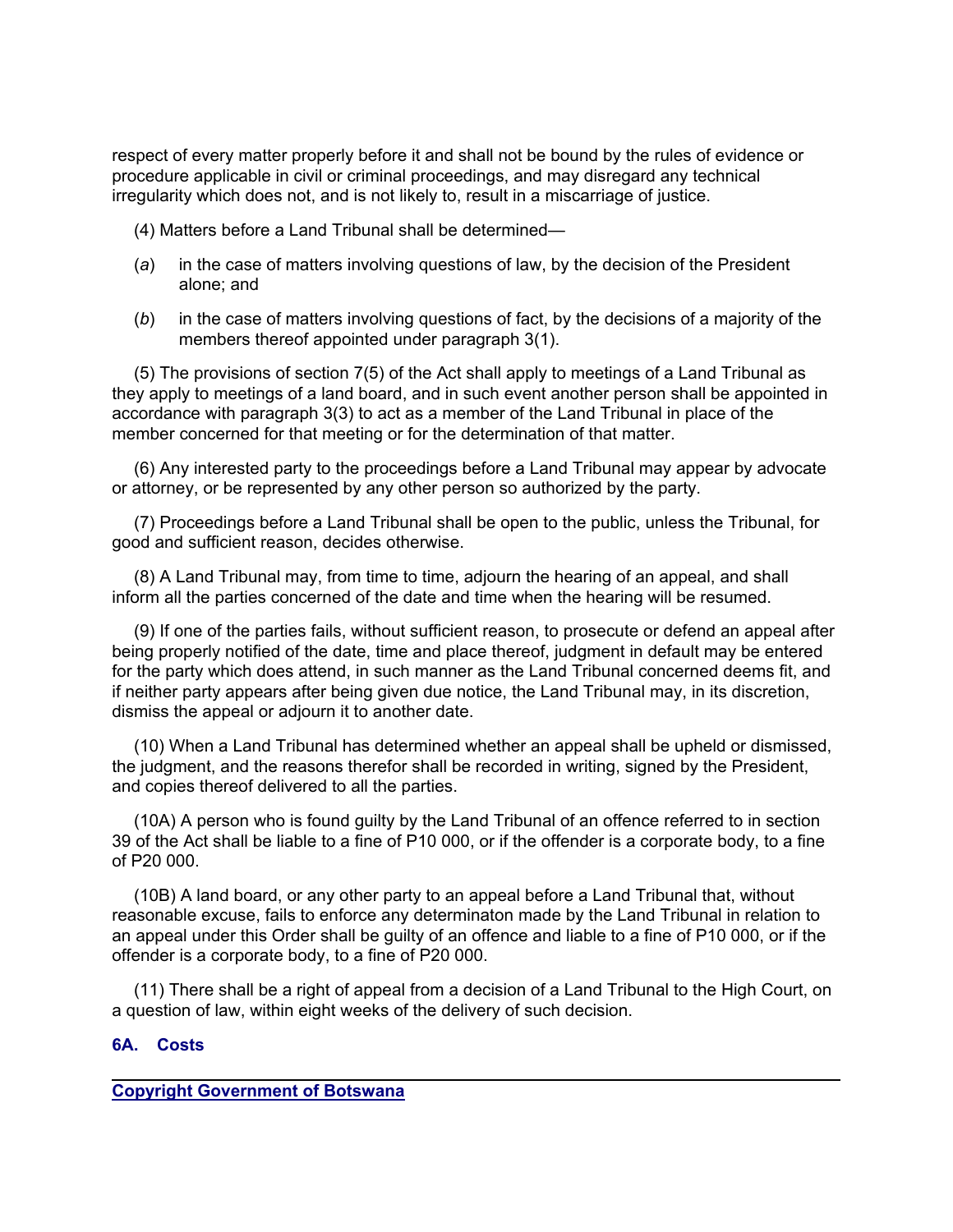respect of every matter properly before it and shall not be bound by the rules of evidence or procedure applicable in civil or criminal proceedings, and may disregard any technical irregularity which does not, and is not likely to, result in a miscarriage of justice.

(4) Matters before a Land Tribunal shall be determined—

(*a*) in the case of matters involving questions of law, by the decision of the President alone; and

(*b*) in the case of matters involving questions of fact, by the decisions of a majority of the members thereof appointed under paragraph 3(1).

(5) The provisions of section 7(5) of the Act shall apply to meetings of a Land Tribunal as they apply to meetings of a land board, and in such event another person shall be appointed in accordance with paragraph 3(3) to act as a member of the Land Tribunal in place of the member concerned for that meeting or for the determination of that matter.

(6) Any interested party to the proceedings before a Land Tribunal may appear by advocate or attorney, or be represented by any other person so authorized by the party.

(7) Proceedings before a Land Tribunal shall be open to the public, unless the Tribunal, for good and sufficient reason, decides otherwise.

(8) A Land Tribunal may, from time to time, adjourn the hearing of an appeal, and shall inform all the parties concerned of the date and time when the hearing will be resumed.

(9) If one of the parties fails, without sufficient reason, to prosecute or defend an appeal after being properly notified of the date, time and place thereof, judgment in default may be entered for the party which does attend, in such manner as the Land Tribunal concerned deems fit, and if neither party appears after being given due notice, the Land Tribunal may, in its discretion, dismiss the appeal or adjourn it to another date.

(10) When a Land Tribunal has determined whether an appeal shall be upheld or dismissed, the judgment, and the reasons therefor shall be recorded in writing, signed by the President, and copies thereof delivered to all the parties.

(10A) A person who is found guilty by the Land Tribunal of an offence referred to in section 39 of the Act shall be liable to a fine of P10 000, or if the offender is a corporate body, to a fine of P20 000.

(10B) A land board, or any other party to an appeal before a Land Tribunal that, without reasonable excuse, fails to enforce any determinaton made by the Land Tribunal in relation to an appeal under this Order shall be guilty of an offence and liable to a fine of P10 000, or if the offender is a corporate body, to a fine of P20 000.

(11) There shall be a right of appeal from a decision of a Land Tribunal to the High Court, on a question of law, within eight weeks of the delivery of such decision.

**6A. Costs**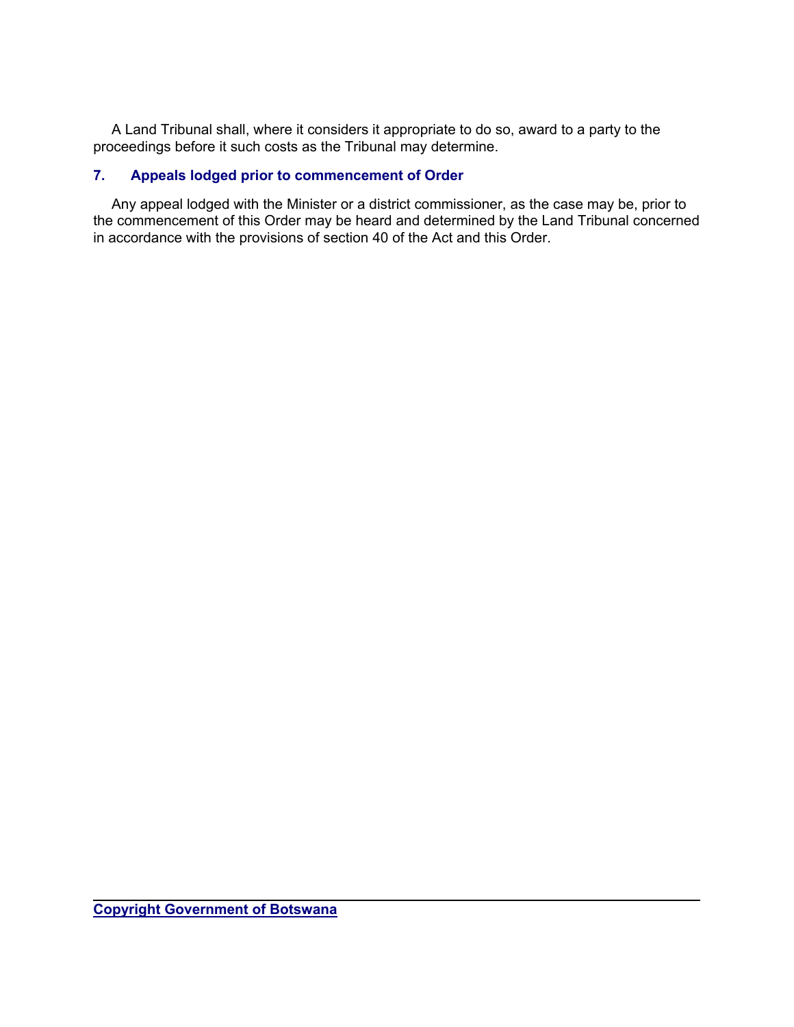A Land Tribunal shall, where it considers it appropriate to do so, award to a party to the proceedings before it such costs as the Tribunal may determine.

### 7. Appeals lodged prior to commencement of Order

Any appeal lodged with the Minister or a district commissioner, as the case may be, prior to the commencement of this Order may be heard and determined by the Land Tribunal concerned in accordance with the provisions of section 40 of the Act and this Order.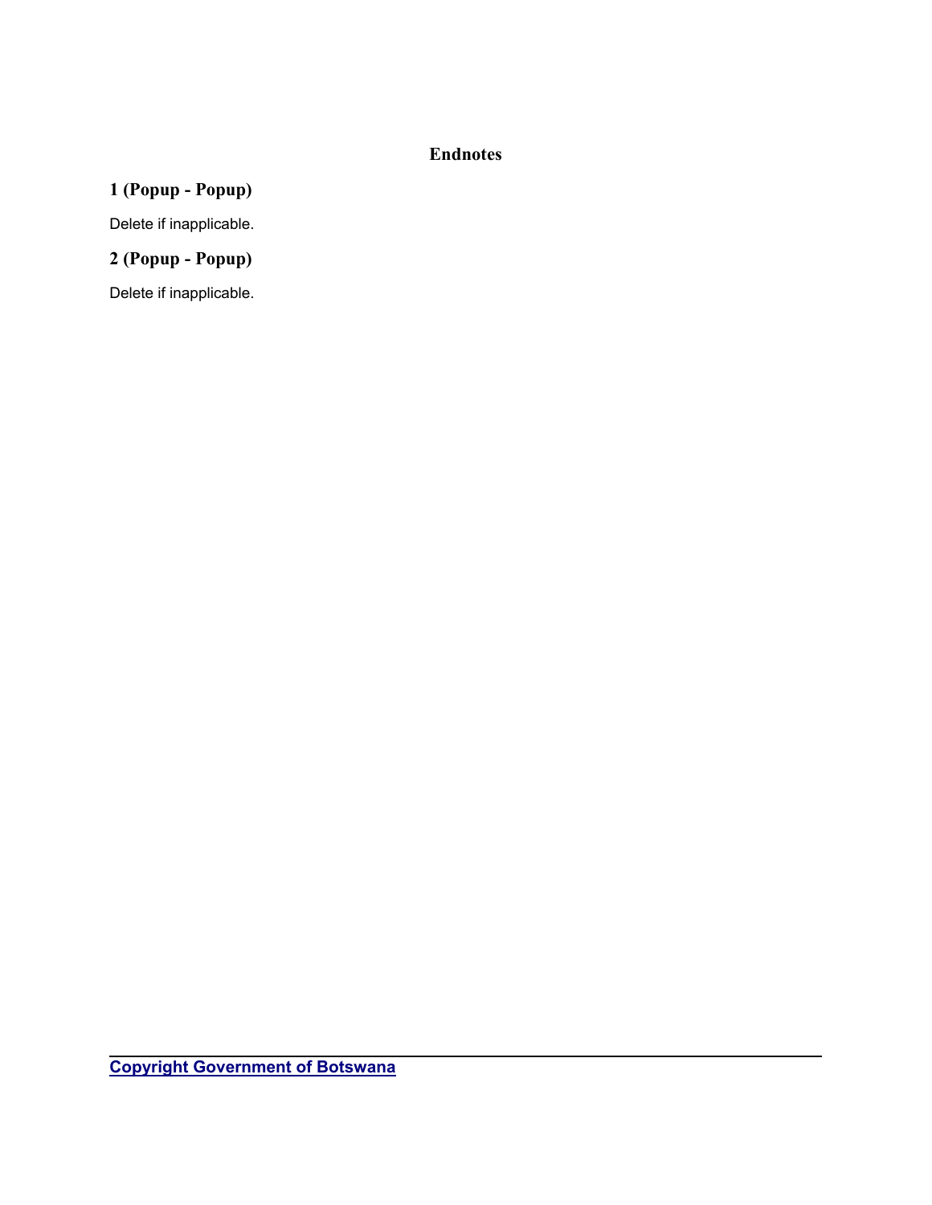## Endnotes

### 1 (Popup - Popup)

Delete if inapplicable.

### 2 (Popup - Popup)

Delete if inapplicable.